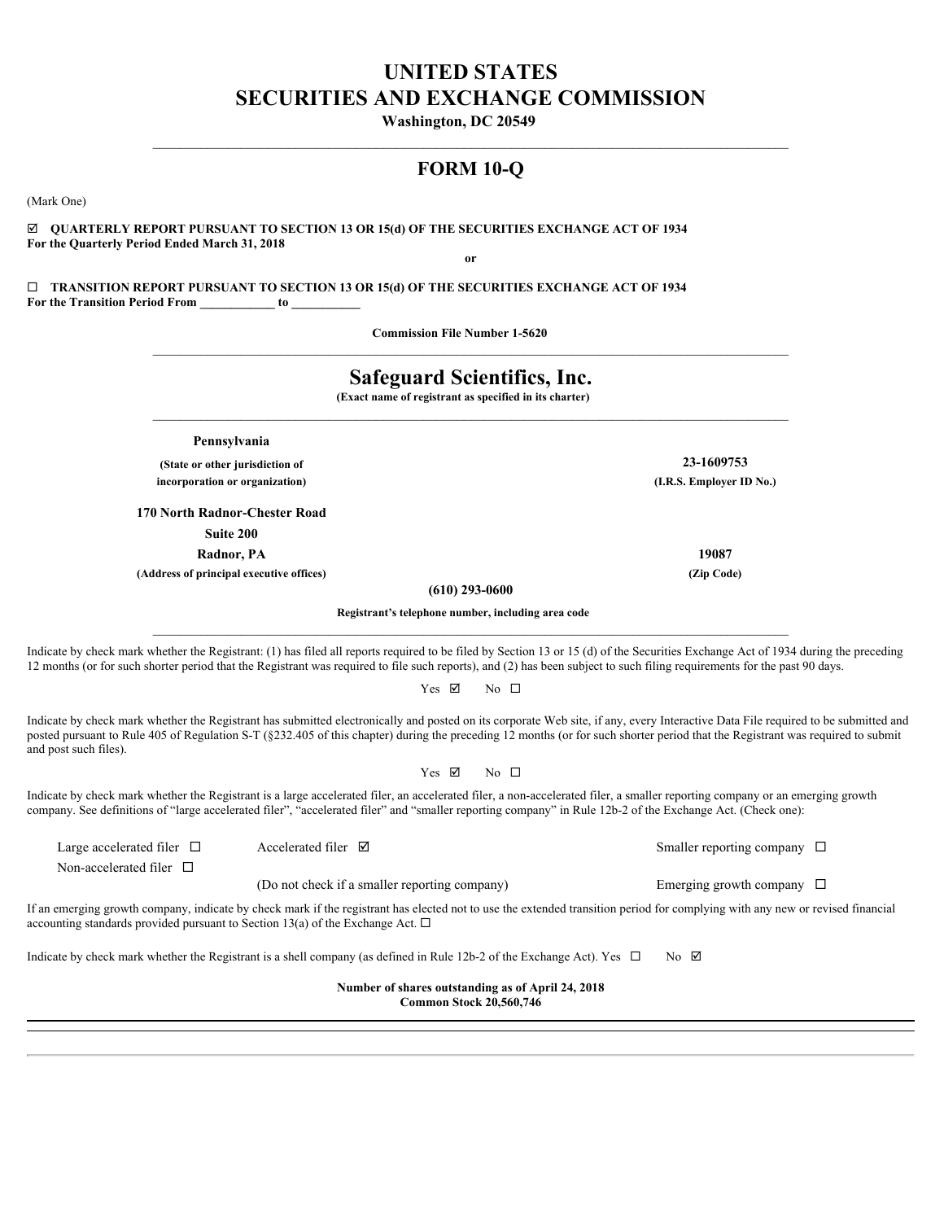# UNITED STATES
# SECURITIES AND EXCHANGE COMMISSION

**Washington, DC 20549**

## FORM 10-Q

(Mark One)

☑ **QUARTERLY REPORT PURSUANT TO SECTION 13 OR 15(d) OF THE SECURITIES EXCHANGE ACT OF 1934**
**For the Quarterly Period Ended March 31, 2018**

**or**

☐ **TRANSITION REPORT PURSUANT TO SECTION 13 OR 15(d) OF THE SECURITIES EXCHANGE ACT OF 1934**
**For the Transition Period From \_\_\_\_\_\_\_\_\_\_\_\_ to \_\_\_\_\_\_\_\_\_\_\_**

**Commission File Number 1-5620**

## Safeguard Scientifics, Inc.

**(Exact name of registrant as specified in its charter)**

| | |
|---|---|
| **Pennsylvania** | |
| **(State or other jurisdiction of incorporation or organization)** | **23-1609753** **(I.R.S. Employer ID No.)** |
| **170 North Radnor-Chester Road** **Suite 200** **Radnor, PA** | **19087** |
| **(Address of principal executive offices)** | **(Zip Code)** |

**(610) 293-0600**

**Registrant's telephone number, including area code**

Indicate by check mark whether the Registrant: (1) has filed all reports required to be filed by Section 13 or 15 (d) of the Securities Exchange Act of 1934 during the preceding 12 months (or for such shorter period that the Registrant was required to file such reports), and (2) has been subject to such filing requirements for the past 90 days.

Yes ☑ No ☐

Indicate by check mark whether the Registrant has submitted electronically and posted on its corporate Web site, if any, every Interactive Data File required to be submitted and posted pursuant to Rule 405 of Regulation S-T (§232.405 of this chapter) during the preceding 12 months (or for such shorter period that the Registrant was required to submit and post such files).

Yes ☑ No ☐

Indicate by check mark whether the Registrant is a large accelerated filer, an accelerated filer, a non-accelerated filer, a smaller reporting company or an emerging growth company. See definitions of "large accelerated filer", "accelerated filer" and "smaller reporting company" in Rule 12b-2 of the Exchange Act. (Check one):

| | | |
|---|---|---|
| Large accelerated filer ☐ | Accelerated filer ☑ | Smaller reporting company ☐ |
| Non-accelerated filer ☐ | (Do not check if a smaller reporting company) | Emerging growth company ☐ |

If an emerging growth company, indicate by check mark if the registrant has elected not to use the extended transition period for complying with any new or revised financial accounting standards provided pursuant to Section 13(a) of the Exchange Act. ☐

Indicate by check mark whether the Registrant is a shell company (as defined in Rule 12b-2 of the Exchange Act). Yes ☐ No ☑

**Number of shares outstanding as of April 24, 2018**
**Common Stock 20,560,746**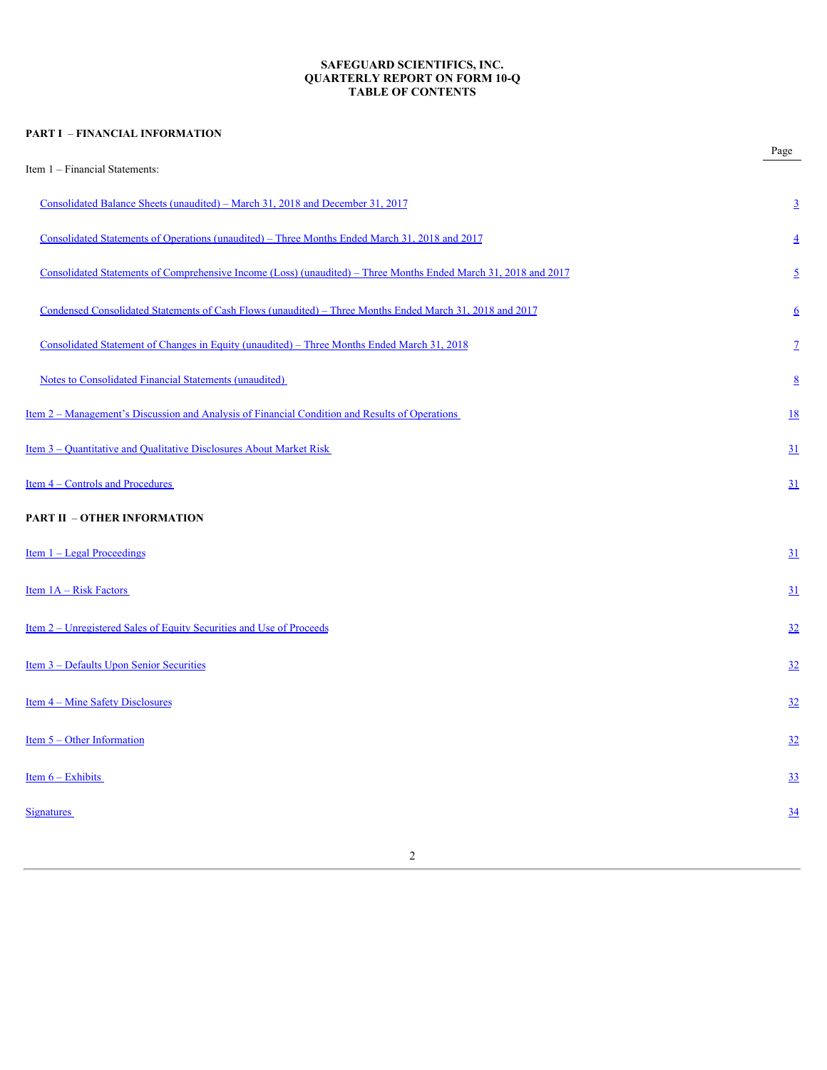# SAFEGUARD SCIENTIFICS, INC.
## QUARTERLY REPORT ON FORM 10-Q
## TABLE OF CONTENTS

**PART I – FINANCIAL INFORMATION**

| | Page |
|---|---|
| Item 1 – Financial Statements: | |
| Consolidated Balance Sheets (unaudited) – March 31, 2018 and December 31, 2017 | 3 |
| Consolidated Statements of Operations (unaudited) – Three Months Ended March 31, 2018 and 2017 | 4 |
| Consolidated Statements of Comprehensive Income (Loss) (unaudited) – Three Months Ended March 31, 2018 and 2017 | 5 |
| Condensed Consolidated Statements of Cash Flows (unaudited) – Three Months Ended March 31, 2018 and 2017 | 6 |
| Consolidated Statement of Changes in Equity (unaudited) – Three Months Ended March 31, 2018 | 7 |
| Notes to Consolidated Financial Statements (unaudited) | 8 |
| Item 2 – Management's Discussion and Analysis of Financial Condition and Results of Operations | 18 |
| Item 3 – Quantitative and Qualitative Disclosures About Market Risk | 31 |
| Item 4 – Controls and Procedures | 31 |

**PART II – OTHER INFORMATION**

| | Page |
|---|---|
| Item 1 – Legal Proceedings | 31 |
| Item 1A – Risk Factors | 31 |
| Item 2 – Unregistered Sales of Equity Securities and Use of Proceeds | 32 |
| Item 3 – Defaults Upon Senior Securities | 32 |
| Item 4 – Mine Safety Disclosures | 32 |
| Item 5 – Other Information | 32 |
| Item 6 – Exhibits | 33 |
| Signatures | 34 |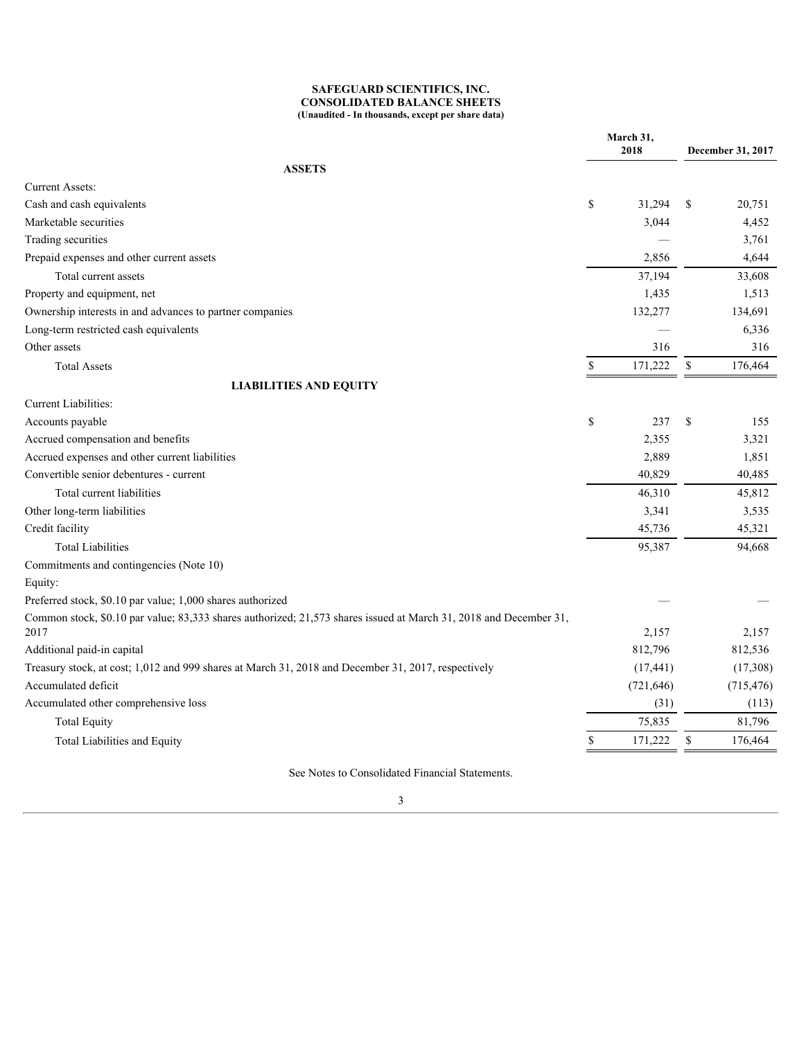**SAFEGUARD SCIENTIFICS, INC.**
**CONSOLIDATED BALANCE SHEETS**
**(Unaudited - In thousands, except per share data)**

| | March 31, 2018 | December 31, 2017 |
|---|---|---|
| **ASSETS** | | |
| Current Assets: | | |
| Cash and cash equivalents | $ 31,294 | $ 20,751 |
| Marketable securities | 3,044 | 4,452 |
| Trading securities | — | 3,761 |
| Prepaid expenses and other current assets | 2,856 | 4,644 |
| Total current assets | 37,194 | 33,608 |
| Property and equipment, net | 1,435 | 1,513 |
| Ownership interests in and advances to partner companies | 132,277 | 134,691 |
| Long-term restricted cash equivalents | — | 6,336 |
| Other assets | 316 | 316 |
| Total Assets | $ 171,222 | $ 176,464 |
| **LIABILITIES AND EQUITY** | | |
| Current Liabilities: | | |
| Accounts payable | $ 237 | $ 155 |
| Accrued compensation and benefits | 2,355 | 3,321 |
| Accrued expenses and other current liabilities | 2,889 | 1,851 |
| Convertible senior debentures - current | 40,829 | 40,485 |
| Total current liabilities | 46,310 | 45,812 |
| Other long-term liabilities | 3,341 | 3,535 |
| Credit facility | 45,736 | 45,321 |
| Total Liabilities | 95,387 | 94,668 |
| Commitments and contingencies (Note 10) | | |
| Equity: | | |
| Preferred stock, $0.10 par value; 1,000 shares authorized | — | — |
| Common stock, $0.10 par value; 83,333 shares authorized; 21,573 shares issued at March 31, 2018 and December 31, 2017 | 2,157 | 2,157 |
| Additional paid-in capital | 812,796 | 812,536 |
| Treasury stock, at cost; 1,012 and 999 shares at March 31, 2018 and December 31, 2017, respectively | (17,441) | (17,308) |
| Accumulated deficit | (721,646) | (715,476) |
| Accumulated other comprehensive loss | (31) | (113) |
| Total Equity | 75,835 | 81,796 |
| Total Liabilities and Equity | $ 171,222 | $ 176,464 |

See Notes to Consolidated Financial Statements.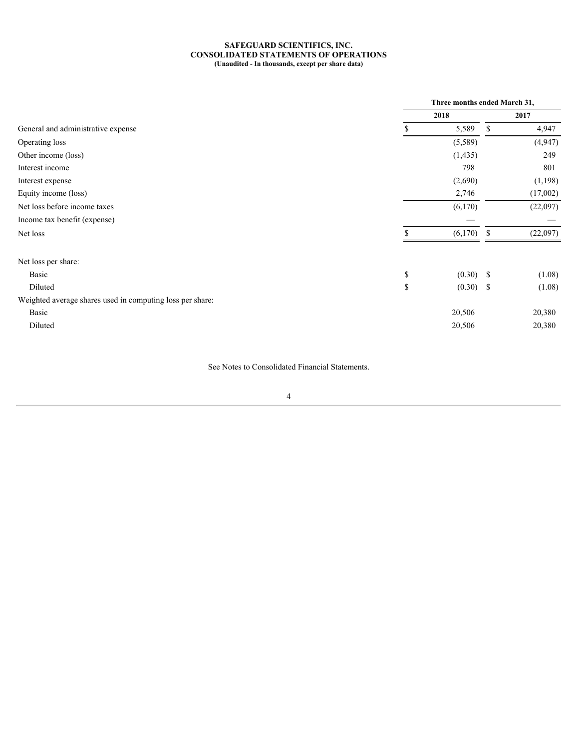**SAFEGUARD SCIENTIFICS, INC.**
**CONSOLIDATED STATEMENTS OF OPERATIONS**
**(Unaudited - In thousands, except per share data)**

| | Three months ended March 31, | |
|---|---|---|
| | 2018 | 2017 |
| General and administrative expense | $ 5,589 | $ 4,947 |
| Operating loss | (5,589) | (4,947) |
| Other income (loss) | (1,435) | 249 |
| Interest income | 798 | 801 |
| Interest expense | (2,690) | (1,198) |
| Equity income (loss) | 2,746 | (17,002) |
| Net loss before income taxes | (6,170) | (22,097) |
| Income tax benefit (expense) | — | — |
| Net loss | $ (6,170) | $ (22,097) |
| | | |
| Net loss per share: | | |
| Basic | $ (0.30) | $ (1.08) |
| Diluted | $ (0.30) | $ (1.08) |
| Weighted average shares used in computing loss per share: | | |
| Basic | 20,506 | 20,380 |
| Diluted | 20,506 | 20,380 |

See Notes to Consolidated Financial Statements.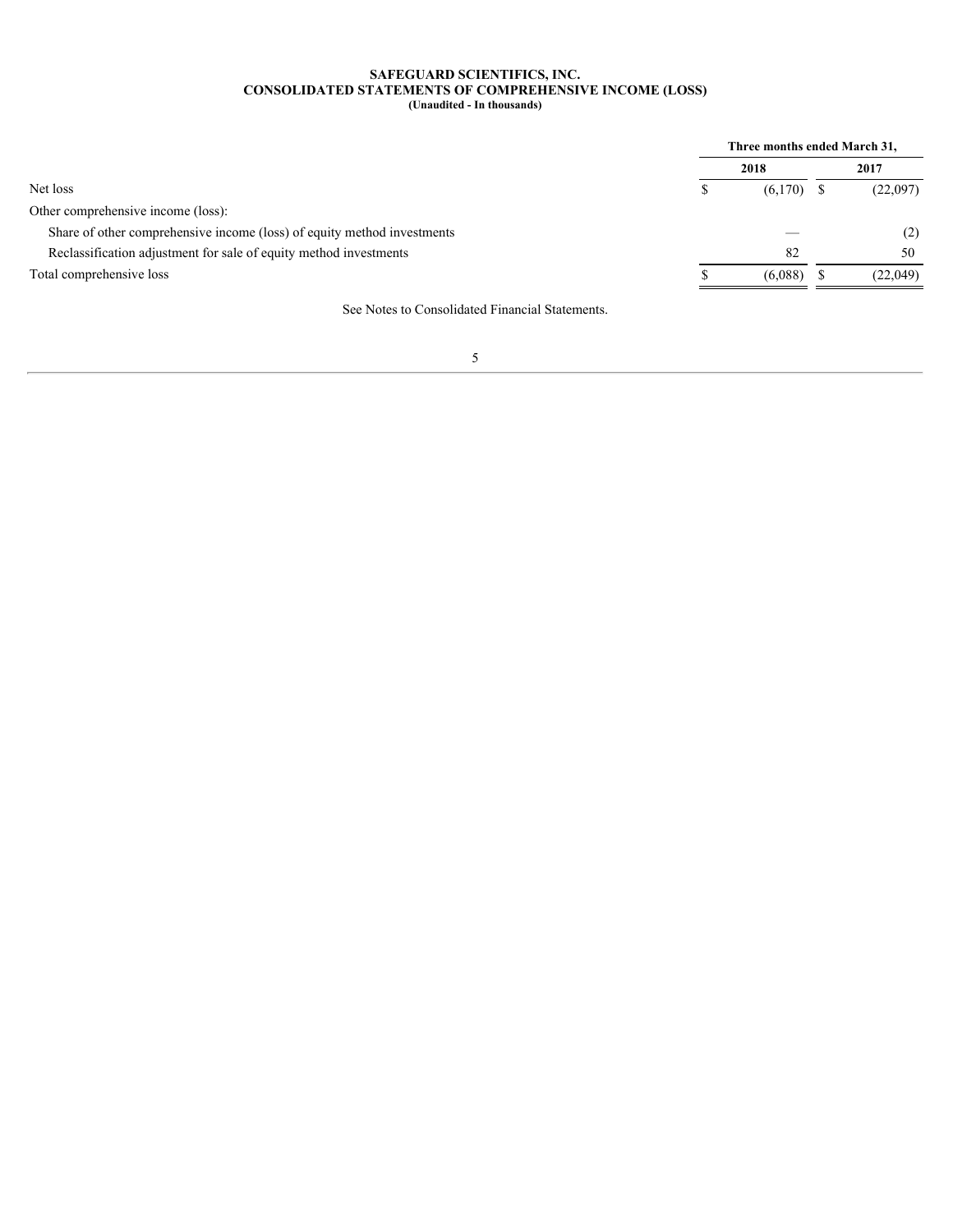**SAFEGUARD SCIENTIFICS, INC.**
**CONSOLIDATED STATEMENTS OF COMPREHENSIVE INCOME (LOSS)**
**(Unaudited - In thousands)**

| | Three months ended March 31, | |
|---|---|---|
| | **2018** | **2017** |
| Net loss | $ (6,170) | $ (22,097) |
| Other comprehensive income (loss): | | |
| Share of other comprehensive income (loss) of equity method investments | — | (2) |
| Reclassification adjustment for sale of equity method investments | 82 | 50 |
| Total comprehensive loss | $ (6,088) | $ (22,049) |

See Notes to Consolidated Financial Statements.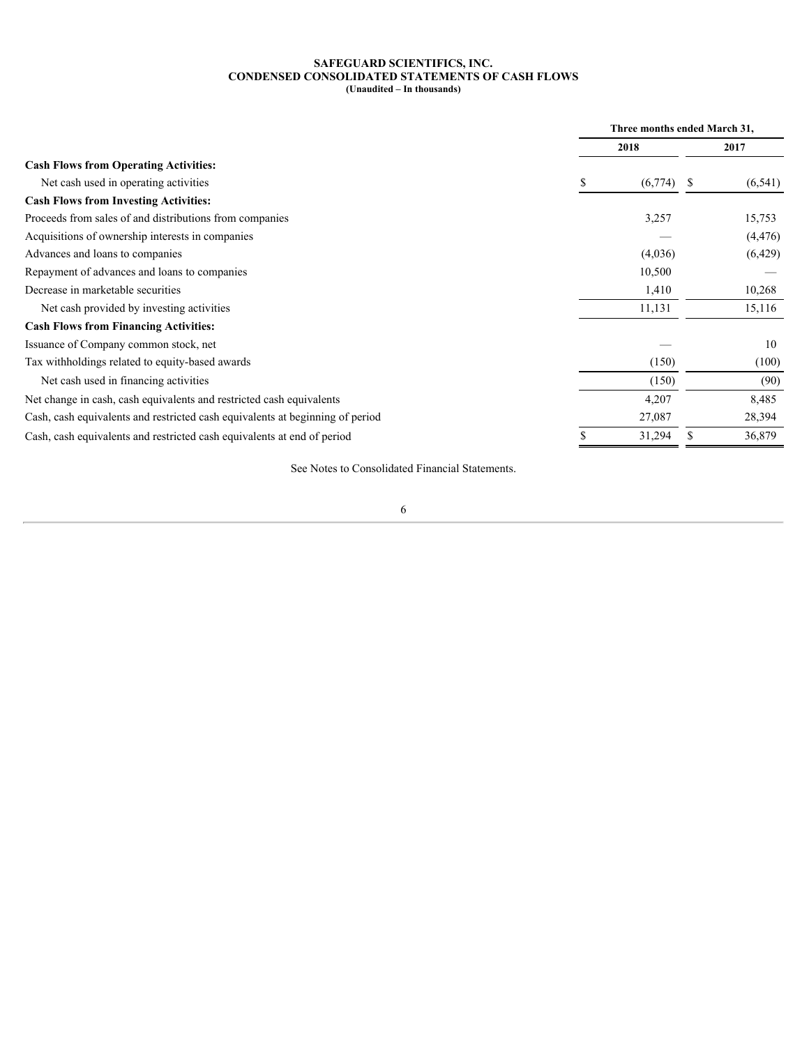# SAFEGUARD SCIENTIFICS, INC.

## CONDENSED CONSOLIDATED STATEMENTS OF CASH FLOWS

**(Unaudited – In thousands)**

| | Three months ended March 31, | |
|---|---|---|
| | 2018 | 2017 |
| **Cash Flows from Operating Activities:** | | |
| Net cash used in operating activities | $ (6,774) | $ (6,541) |
| **Cash Flows from Investing Activities:** | | |
| Proceeds from sales of and distributions from companies | 3,257 | 15,753 |
| Acquisitions of ownership interests in companies | — | (4,476) |
| Advances and loans to companies | (4,036) | (6,429) |
| Repayment of advances and loans to companies | 10,500 | — |
| Decrease in marketable securities | 1,410 | 10,268 |
| Net cash provided by investing activities | 11,131 | 15,116 |
| **Cash Flows from Financing Activities:** | | |
| Issuance of Company common stock, net | — | 10 |
| Tax withholdings related to equity-based awards | (150) | (100) |
| Net cash used in financing activities | (150) | (90) |
| Net change in cash, cash equivalents and restricted cash equivalents | 4,207 | 8,485 |
| Cash, cash equivalents and restricted cash equivalents at beginning of period | 27,087 | 28,394 |
| Cash, cash equivalents and restricted cash equivalents at end of period | $ 31,294 | $ 36,879 |

See Notes to Consolidated Financial Statements.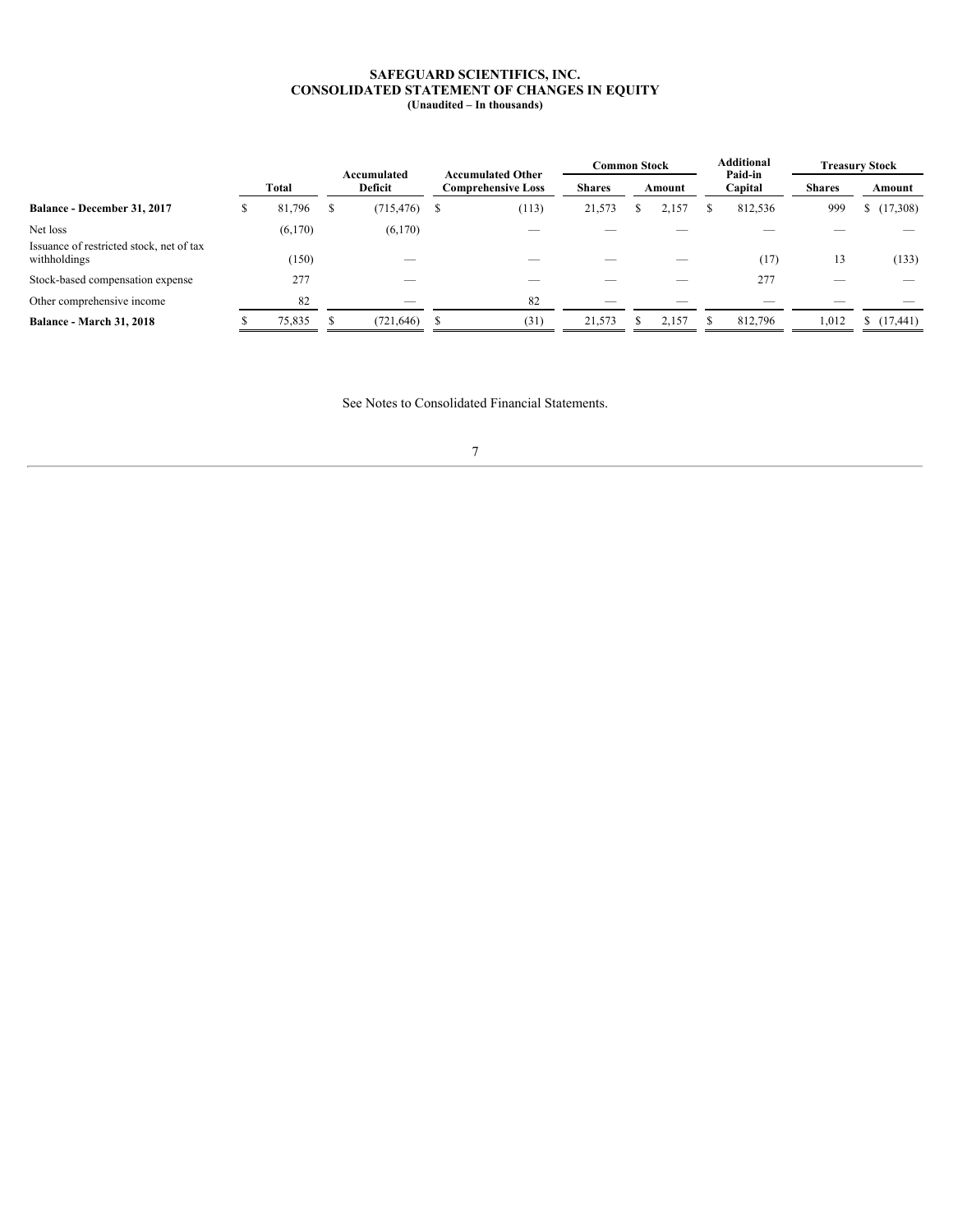# SAFEGUARD SCIENTIFICS, INC.
## CONSOLIDATED STATEMENT OF CHANGES IN EQUITY
**(Unaudited – In thousands)**

| | Total | Accumulated Deficit | Accumulated Other Comprehensive Loss | Common Stock | | Additional Paid-in Capital | Treasury Stock | |
|---|---|---|---|---|---|---|---|---|
| | | | | Shares | Amount | | Shares | Amount |
| **Balance - December 31, 2017** | $ 81,796 | $ (715,476) | $ (113) | 21,573 | $ 2,157 | $ 812,536 | 999 | $ (17,308) |
| Net loss | (6,170) | (6,170) | — | — | — | — | — | — |
| Issuance of restricted stock, net of tax withholdings | (150) | — | — | — | — | (17) | 13 | (133) |
| Stock-based compensation expense | 277 | — | — | — | — | 277 | — | — |
| Other comprehensive income | 82 | — | 82 | — | — | — | — | — |
| **Balance - March 31, 2018** | $ 75,835 | $ (721,646) | $ (31) | 21,573 | $ 2,157 | $ 812,796 | 1,012 | $ (17,441) |

See Notes to Consolidated Financial Statements.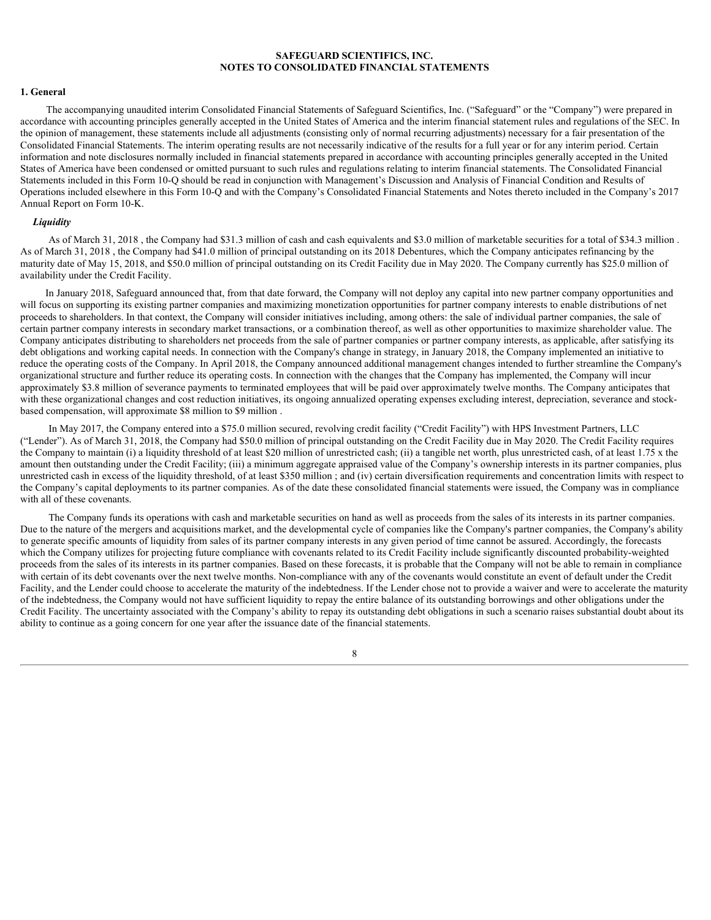**SAFEGUARD SCIENTIFICS, INC.**
**NOTES TO CONSOLIDATED FINANCIAL STATEMENTS**

## 1. General

The accompanying unaudited interim Consolidated Financial Statements of Safeguard Scientifics, Inc. ("Safeguard" or the "Company") were prepared in accordance with accounting principles generally accepted in the United States of America and the interim financial statement rules and regulations of the SEC. In the opinion of management, these statements include all adjustments (consisting only of normal recurring adjustments) necessary for a fair presentation of the Consolidated Financial Statements. The interim operating results are not necessarily indicative of the results for a full year or for any interim period. Certain information and note disclosures normally included in financial statements prepared in accordance with accounting principles generally accepted in the United States of America have been condensed or omitted pursuant to such rules and regulations relating to interim financial statements. The Consolidated Financial Statements included in this Form 10-Q should be read in conjunction with Management's Discussion and Analysis of Financial Condition and Results of Operations included elsewhere in this Form 10-Q and with the Company's Consolidated Financial Statements and Notes thereto included in the Company's 2017 Annual Report on Form 10-K.

### *Liquidity*

As of March 31, 2018 , the Company had $31.3 million of cash and cash equivalents and $3.0 million of marketable securities for a total of $34.3 million . As of March 31, 2018 , the Company had $41.0 million of principal outstanding on its 2018 Debentures, which the Company anticipates refinancing by the maturity date of May 15, 2018, and $50.0 million of principal outstanding on its Credit Facility due in May 2020. The Company currently has $25.0 million of availability under the Credit Facility.

In January 2018, Safeguard announced that, from that date forward, the Company will not deploy any capital into new partner company opportunities and will focus on supporting its existing partner companies and maximizing monetization opportunities for partner company interests to enable distributions of net proceeds to shareholders. In that context, the Company will consider initiatives including, among others: the sale of individual partner companies, the sale of certain partner company interests in secondary market transactions, or a combination thereof, as well as other opportunities to maximize shareholder value. The Company anticipates distributing to shareholders net proceeds from the sale of partner companies or partner company interests, as applicable, after satisfying its debt obligations and working capital needs. In connection with the Company's change in strategy, in January 2018, the Company implemented an initiative to reduce the operating costs of the Company. In April 2018, the Company announced additional management changes intended to further streamline the Company's organizational structure and further reduce its operating costs. In connection with the changes that the Company has implemented, the Company will incur approximately $3.8 million of severance payments to terminated employees that will be paid over approximately twelve months. The Company anticipates that with these organizational changes and cost reduction initiatives, its ongoing annualized operating expenses excluding interest, depreciation, severance and stock-based compensation, will approximate $8 million to $9 million .

In May 2017, the Company entered into a $75.0 million secured, revolving credit facility ("Credit Facility") with HPS Investment Partners, LLC ("Lender"). As of March 31, 2018, the Company had $50.0 million of principal outstanding on the Credit Facility due in May 2020. The Credit Facility requires the Company to maintain (i) a liquidity threshold of at least $20 million of unrestricted cash; (ii) a tangible net worth, plus unrestricted cash, of at least 1.75 x the amount then outstanding under the Credit Facility; (iii) a minimum aggregate appraised value of the Company's ownership interests in its partner companies, plus unrestricted cash in excess of the liquidity threshold, of at least $350 million ; and (iv) certain diversification requirements and concentration limits with respect to the Company's capital deployments to its partner companies. As of the date these consolidated financial statements were issued, the Company was in compliance with all of these covenants.

The Company funds its operations with cash and marketable securities on hand as well as proceeds from the sales of its interests in its partner companies. Due to the nature of the mergers and acquisitions market, and the developmental cycle of companies like the Company's partner companies, the Company's ability to generate specific amounts of liquidity from sales of its partner company interests in any given period of time cannot be assured. Accordingly, the forecasts which the Company utilizes for projecting future compliance with covenants related to its Credit Facility include significantly discounted probability-weighted proceeds from the sales of its interests in its partner companies. Based on these forecasts, it is probable that the Company will not be able to remain in compliance with certain of its debt covenants over the next twelve months. Non-compliance with any of the covenants would constitute an event of default under the Credit Facility, and the Lender could choose to accelerate the maturity of the indebtedness. If the Lender chose not to provide a waiver and were to accelerate the maturity of the indebtedness, the Company would not have sufficient liquidity to repay the entire balance of its outstanding borrowings and other obligations under the Credit Facility. The uncertainty associated with the Company's ability to repay its outstanding debt obligations in such a scenario raises substantial doubt about its ability to continue as a going concern for one year after the issuance date of the financial statements.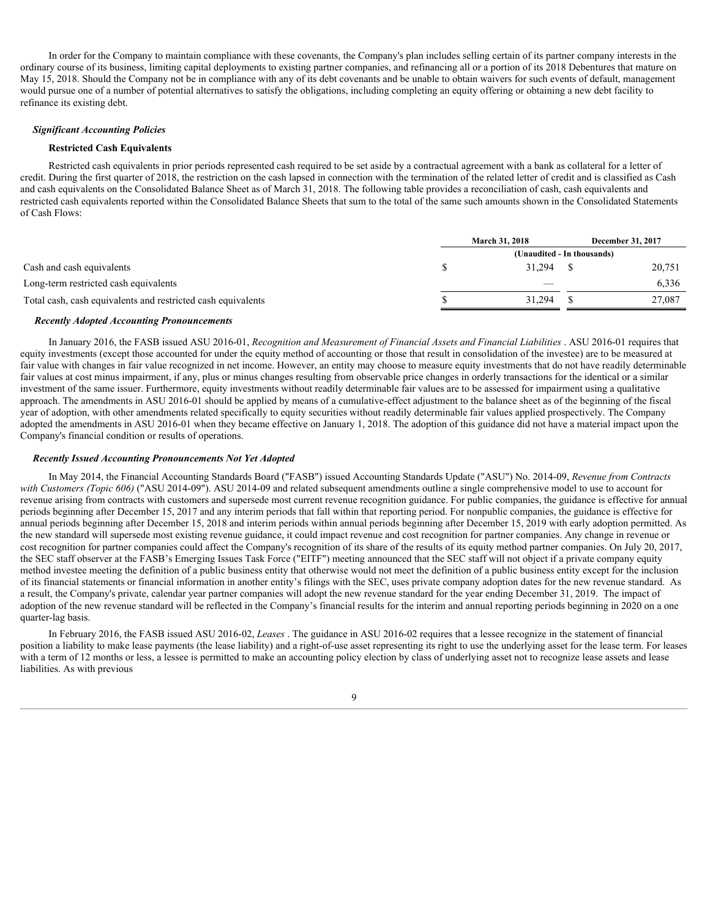In order for the Company to maintain compliance with these covenants, the Company's plan includes selling certain of its partner company interests in the ordinary course of its business, limiting capital deployments to existing partner companies, and refinancing all or a portion of its 2018 Debentures that mature on May 15, 2018. Should the Company not be in compliance with any of its debt covenants and be unable to obtain waivers for such events of default, management would pursue one of a number of potential alternatives to satisfy the obligations, including completing an equity offering or obtaining a new debt facility to refinance its existing debt.

### *Significant Accounting Policies*

#### **Restricted Cash Equivalents**

Restricted cash equivalents in prior periods represented cash required to be set aside by a contractual agreement with a bank as collateral for a letter of credit. During the first quarter of 2018, the restriction on the cash lapsed in connection with the termination of the related letter of credit and is classified as Cash and cash equivalents on the Consolidated Balance Sheet as of March 31, 2018. The following table provides a reconciliation of cash, cash equivalents and restricted cash equivalents reported within the Consolidated Balance Sheets that sum to the total of the same such amounts shown in the Consolidated Statements of Cash Flows:

| | March 31, 2018 | December 31, 2017 |
|---|---|---|
| | (Unaudited - In thousands) | |
| Cash and cash equivalents | $ 31,294 | $ 20,751 |
| Long-term restricted cash equivalents | — | 6,336 |
| Total cash, cash equivalents and restricted cash equivalents | $ 31,294 | $ 27,087 |

### *Recently Adopted Accounting Pronouncements*

In January 2016, the FASB issued ASU 2016-01, *Recognition and Measurement of Financial Assets and Financial Liabilities* . ASU 2016-01 requires that equity investments (except those accounted for under the equity method of accounting or those that result in consolidation of the investee) are to be measured at fair value with changes in fair value recognized in net income. However, an entity may choose to measure equity investments that do not have readily determinable fair values at cost minus impairment, if any, plus or minus changes resulting from observable price changes in orderly transactions for the identical or a similar investment of the same issuer. Furthermore, equity investments without readily determinable fair values are to be assessed for impairment using a qualitative approach. The amendments in ASU 2016-01 should be applied by means of a cumulative-effect adjustment to the balance sheet as of the beginning of the fiscal year of adoption, with other amendments related specifically to equity securities without readily determinable fair values applied prospectively. The Company adopted the amendments in ASU 2016-01 when they became effective on January 1, 2018. The adoption of this guidance did not have a material impact upon the Company's financial condition or results of operations.

### *Recently Issued Accounting Pronouncements Not Yet Adopted*

In May 2014, the Financial Accounting Standards Board ("FASB") issued Accounting Standards Update ("ASU") No. 2014-09, *Revenue from Contracts with Customers (Topic 606)* ("ASU 2014-09"). ASU 2014-09 and related subsequent amendments outline a single comprehensive model to use to account for revenue arising from contracts with customers and supersede most current revenue recognition guidance. For public companies, the guidance is effective for annual periods beginning after December 15, 2017 and any interim periods that fall within that reporting period. For nonpublic companies, the guidance is effective for annual periods beginning after December 15, 2018 and interim periods within annual periods beginning after December 15, 2019 with early adoption permitted. As the new standard will supersede most existing revenue guidance, it could impact revenue and cost recognition for partner companies. Any change in revenue or cost recognition for partner companies could affect the Company's recognition of its share of the results of its equity method partner companies. On July 20, 2017, the SEC staff observer at the FASB's Emerging Issues Task Force ("EITF") meeting announced that the SEC staff will not object if a private company equity method investee meeting the definition of a public business entity that otherwise would not meet the definition of a public business entity except for the inclusion of its financial statements or financial information in another entity's filings with the SEC, uses private company adoption dates for the new revenue standard. As a result, the Company's private, calendar year partner companies will adopt the new revenue standard for the year ending December 31, 2019. The impact of adoption of the new revenue standard will be reflected in the Company's financial results for the interim and annual reporting periods beginning in 2020 on a one quarter-lag basis.

In February 2016, the FASB issued ASU 2016-02, *Leases* . The guidance in ASU 2016-02 requires that a lessee recognize in the statement of financial position a liability to make lease payments (the lease liability) and a right-of-use asset representing its right to use the underlying asset for the lease term. For leases with a term of 12 months or less, a lessee is permitted to make an accounting policy election by class of underlying asset not to recognize lease assets and lease liabilities. As with previous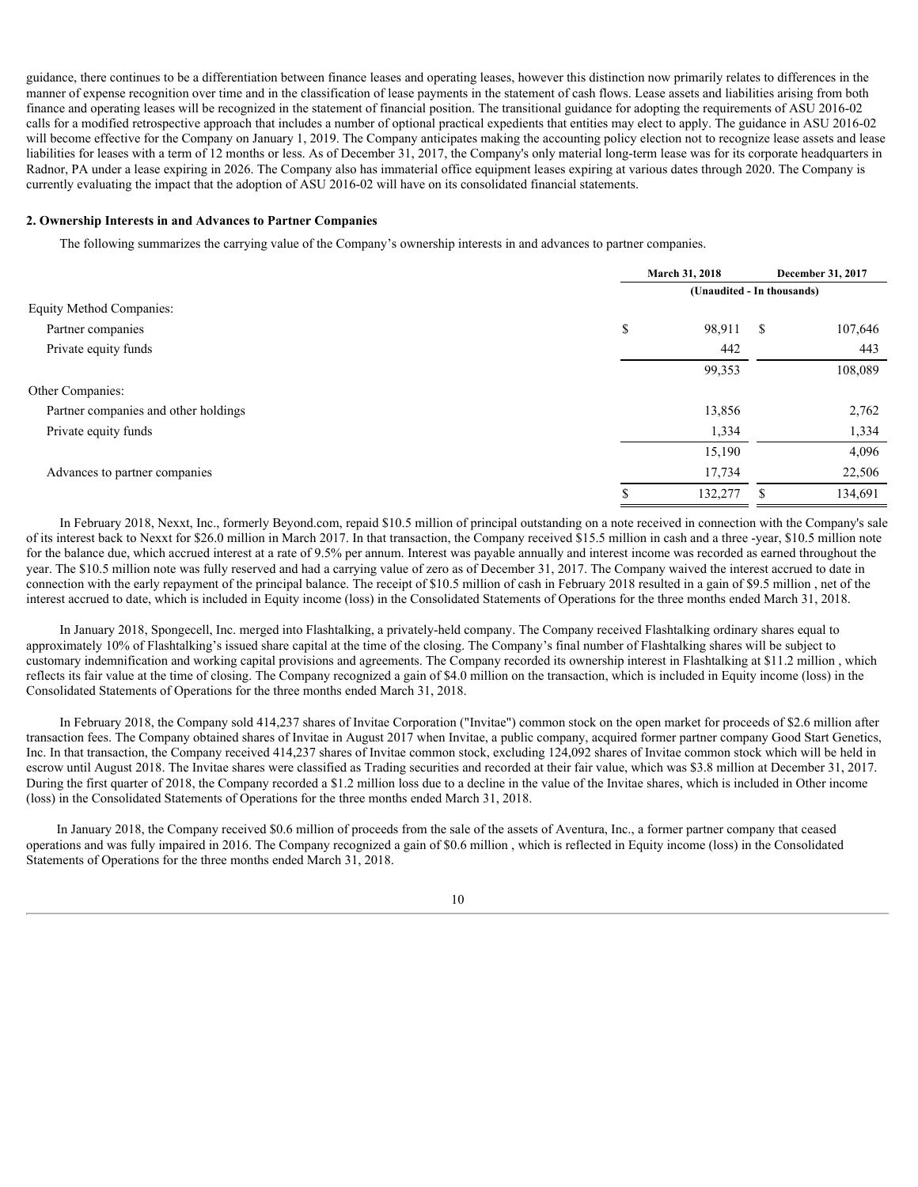guidance, there continues to be a differentiation between finance leases and operating leases, however this distinction now primarily relates to differences in the manner of expense recognition over time and in the classification of lease payments in the statement of cash flows. Lease assets and liabilities arising from both finance and operating leases will be recognized in the statement of financial position. The transitional guidance for adopting the requirements of ASU 2016-02 calls for a modified retrospective approach that includes a number of optional practical expedients that entities may elect to apply. The guidance in ASU 2016-02 will become effective for the Company on January 1, 2019. The Company anticipates making the accounting policy election not to recognize lease assets and lease liabilities for leases with a term of 12 months or less. As of December 31, 2017, the Company's only material long-term lease was for its corporate headquarters in Radnor, PA under a lease expiring in 2026. The Company also has immaterial office equipment leases expiring at various dates through 2020. The Company is currently evaluating the impact that the adoption of ASU 2016-02 will have on its consolidated financial statements.

**2. Ownership Interests in and Advances to Partner Companies**

The following summarizes the carrying value of the Company's ownership interests in and advances to partner companies.

| | March 31, 2018 | December 31, 2017 |
|---|---|---|
| | (Unaudited - In thousands) | |
| Equity Method Companies: | | |
| Partner companies | $ 98,911 | $ 107,646 |
| Private equity funds | 442 | 443 |
| | 99,353 | 108,089 |
| Other Companies: | | |
| Partner companies and other holdings | 13,856 | 2,762 |
| Private equity funds | 1,334 | 1,334 |
| | 15,190 | 4,096 |
| Advances to partner companies | 17,734 | 22,506 |
| | $ 132,277 | $ 134,691 |

In February 2018, Nexxt, Inc., formerly Beyond.com, repaid $10.5 million of principal outstanding on a note received in connection with the Company's sale of its interest back to Nexxt for $26.0 million in March 2017. In that transaction, the Company received $15.5 million in cash and a three -year, $10.5 million note for the balance due, which accrued interest at a rate of 9.5% per annum. Interest was payable annually and interest income was recorded as earned throughout the year. The $10.5 million note was fully reserved and had a carrying value of zero as of December 31, 2017. The Company waived the interest accrued to date in connection with the early repayment of the principal balance. The receipt of $10.5 million of cash in February 2018 resulted in a gain of $9.5 million , net of the interest accrued to date, which is included in Equity income (loss) in the Consolidated Statements of Operations for the three months ended March 31, 2018.

In January 2018, Spongecell, Inc. merged into Flashtalking, a privately-held company. The Company received Flashtalking ordinary shares equal to approximately 10% of Flashtalking's issued share capital at the time of the closing. The Company's final number of Flashtalking shares will be subject to customary indemnification and working capital provisions and agreements. The Company recorded its ownership interest in Flashtalking at $11.2 million , which reflects its fair value at the time of closing. The Company recognized a gain of $4.0 million on the transaction, which is included in Equity income (loss) in the Consolidated Statements of Operations for the three months ended March 31, 2018.

In February 2018, the Company sold 414,237 shares of Invitae Corporation ("Invitae") common stock on the open market for proceeds of $2.6 million after transaction fees. The Company obtained shares of Invitae in August 2017 when Invitae, a public company, acquired former partner company Good Start Genetics, Inc. In that transaction, the Company received 414,237 shares of Invitae common stock, excluding 124,092 shares of Invitae common stock which will be held in escrow until August 2018. The Invitae shares were classified as Trading securities and recorded at their fair value, which was $3.8 million at December 31, 2017. During the first quarter of 2018, the Company recorded a $1.2 million loss due to a decline in the value of the Invitae shares, which is included in Other income (loss) in the Consolidated Statements of Operations for the three months ended March 31, 2018.

In January 2018, the Company received $0.6 million of proceeds from the sale of the assets of Aventura, Inc., a former partner company that ceased operations and was fully impaired in 2016. The Company recognized a gain of $0.6 million , which is reflected in Equity income (loss) in the Consolidated Statements of Operations for the three months ended March 31, 2018.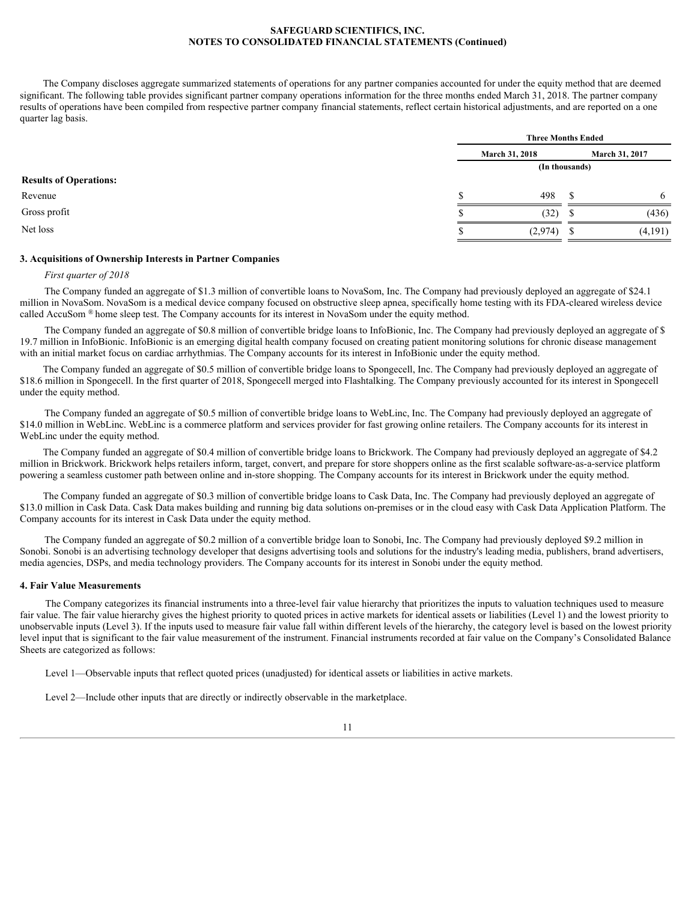The Company discloses aggregate summarized statements of operations for any partner companies accounted for under the equity method that are deemed significant. The following table provides significant partner company operations information for the three months ended March 31, 2018. The partner company results of operations have been compiled from respective partner company financial statements, reflect certain historical adjustments, and are reported on a one quarter lag basis.

| | Three Months Ended | |
|---|---|---|
| | March 31, 2018 | March 31, 2017 |
| | (In thousands) | |
| **Results of Operations:** | | |
| Revenue | $ 498 | $ 6 |
| Gross profit | $ (32) | $ (436) |
| Net loss | $ (2,974) | $ (4,191) |

### 3. Acquisitions of Ownership Interests in Partner Companies

*First quarter of 2018*

The Company funded an aggregate of $1.3 million of convertible loans to NovaSom, Inc. The Company had previously deployed an aggregate of $24.1 million in NovaSom. NovaSom is a medical device company focused on obstructive sleep apnea, specifically home testing with its FDA-cleared wireless device called AccuSom ® home sleep test. The Company accounts for its interest in NovaSom under the equity method.

The Company funded an aggregate of $0.8 million of convertible bridge loans to InfoBionic, Inc. The Company had previously deployed an aggregate of $ 19.7 million in InfoBionic. InfoBionic is an emerging digital health company focused on creating patient monitoring solutions for chronic disease management with an initial market focus on cardiac arrhythmias. The Company accounts for its interest in InfoBionic under the equity method.

The Company funded an aggregate of $0.5 million of convertible bridge loans to Spongecell, Inc. The Company had previously deployed an aggregate of $18.6 million in Spongecell. In the first quarter of 2018, Spongecell merged into Flashtalking. The Company previously accounted for its interest in Spongecell under the equity method.

The Company funded an aggregate of $0.5 million of convertible bridge loans to WebLinc, Inc. The Company had previously deployed an aggregate of $14.0 million in WebLinc. WebLinc is a commerce platform and services provider for fast growing online retailers. The Company accounts for its interest in WebLinc under the equity method.

The Company funded an aggregate of $0.4 million of convertible bridge loans to Brickwork. The Company had previously deployed an aggregate of $4.2 million in Brickwork. Brickwork helps retailers inform, target, convert, and prepare for store shoppers online as the first scalable software-as-a-service platform powering a seamless customer path between online and in-store shopping. The Company accounts for its interest in Brickwork under the equity method.

The Company funded an aggregate of $0.3 million of convertible bridge loans to Cask Data, Inc. The Company had previously deployed an aggregate of $13.0 million in Cask Data. Cask Data makes building and running big data solutions on-premises or in the cloud easy with Cask Data Application Platform. The Company accounts for its interest in Cask Data under the equity method.

The Company funded an aggregate of $0.2 million of a convertible bridge loan to Sonobi, Inc. The Company had previously deployed $9.2 million in Sonobi. Sonobi is an advertising technology developer that designs advertising tools and solutions for the industry's leading media, publishers, brand advertisers, media agencies, DSPs, and media technology providers. The Company accounts for its interest in Sonobi under the equity method.

### 4. Fair Value Measurements

The Company categorizes its financial instruments into a three-level fair value hierarchy that prioritizes the inputs to valuation techniques used to measure fair value. The fair value hierarchy gives the highest priority to quoted prices in active markets for identical assets or liabilities (Level 1) and the lowest priority to unobservable inputs (Level 3). If the inputs used to measure fair value fall within different levels of the hierarchy, the category level is based on the lowest priority level input that is significant to the fair value measurement of the instrument. Financial instruments recorded at fair value on the Company's Consolidated Balance Sheets are categorized as follows:

Level 1—Observable inputs that reflect quoted prices (unadjusted) for identical assets or liabilities in active markets.

Level 2—Include other inputs that are directly or indirectly observable in the marketplace.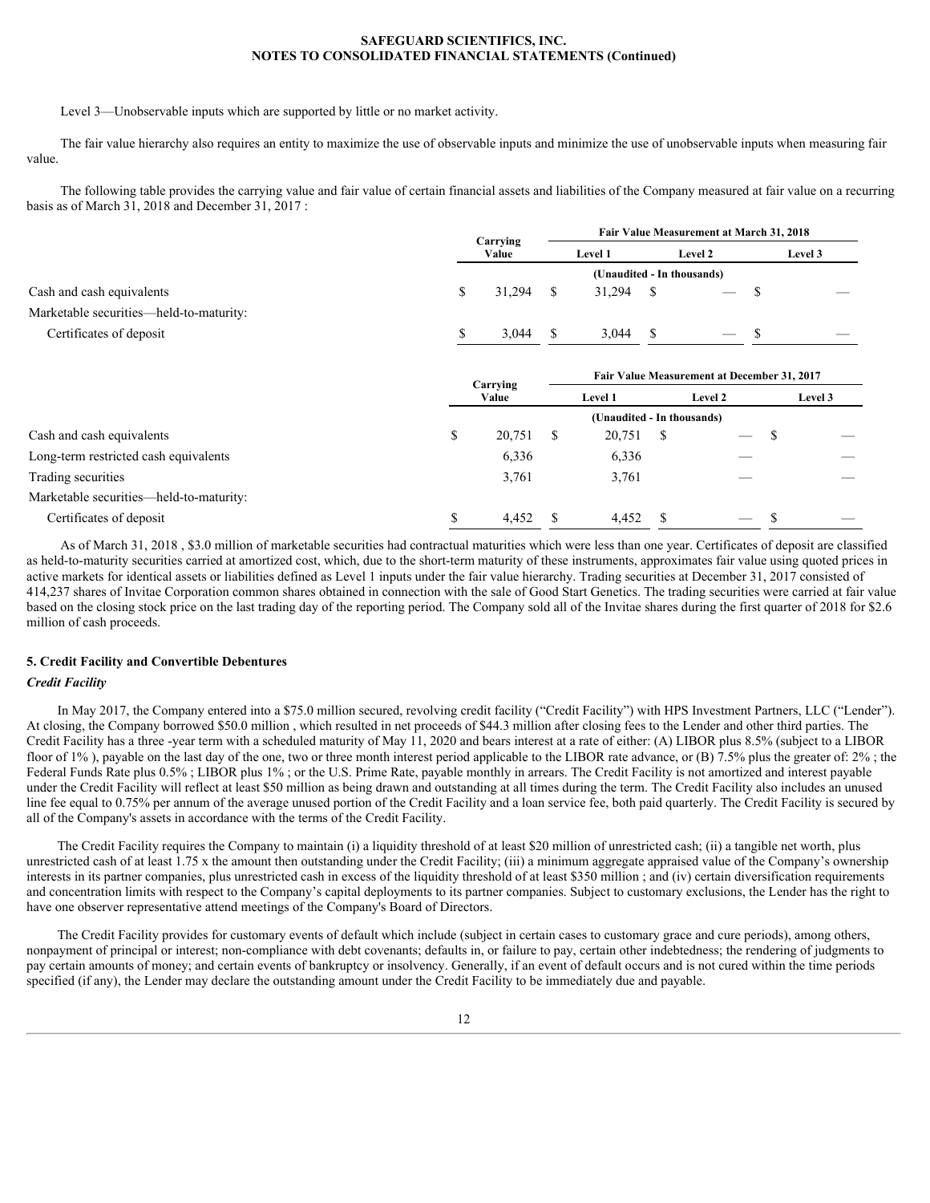Level 3—Unobservable inputs which are supported by little or no market activity.

The fair value hierarchy also requires an entity to maximize the use of observable inputs and minimize the use of unobservable inputs when measuring fair value.

The following table provides the carrying value and fair value of certain financial assets and liabilities of the Company measured at fair value on a recurring basis as of March 31, 2018 and December 31, 2017 :

| | Carrying Value | Fair Value Measurement at March 31, 2018 | | |
|---|---|---|---|---|
| | | Level 1 | Level 2 | Level 3 |
| | (Unaudited - In thousands) | | | |
| Cash and cash equivalents | $ 31,294 | $ 31,294 | $ — | $ — |
| Marketable securities—held-to-maturity: | | | | |
| Certificates of deposit | $ 3,044 | $ 3,044 | $ — | $ — |

| | Carrying Value | Fair Value Measurement at December 31, 2017 | | |
|---|---|---|---|---|
| | | Level 1 | Level 2 | Level 3 |
| | (Unaudited - In thousands) | | | |
| Cash and cash equivalents | $ 20,751 | $ 20,751 | $ — | $ — |
| Long-term restricted cash equivalents | 6,336 | 6,336 | — | — |
| Trading securities | 3,761 | 3,761 | — | — |
| Marketable securities—held-to-maturity: | | | | |
| Certificates of deposit | $ 4,452 | $ 4,452 | $ — | $ — |

As of March 31, 2018 , $3.0 million of marketable securities had contractual maturities which were less than one year. Certificates of deposit are classified as held-to-maturity securities carried at amortized cost, which, due to the short-term maturity of these instruments, approximates fair value using quoted prices in active markets for identical assets or liabilities defined as Level 1 inputs under the fair value hierarchy. Trading securities at December 31, 2017 consisted of 414,237 shares of Invitae Corporation common shares obtained in connection with the sale of Good Start Genetics. The trading securities were carried at fair value based on the closing stock price on the last trading day of the reporting period. The Company sold all of the Invitae shares during the first quarter of 2018 for $2.6 million of cash proceeds.

## 5. Credit Facility and Convertible Debentures

### *Credit Facility*

In May 2017, the Company entered into a $75.0 million secured, revolving credit facility ("Credit Facility") with HPS Investment Partners, LLC ("Lender"). At closing, the Company borrowed $50.0 million , which resulted in net proceeds of $44.3 million after closing fees to the Lender and other third parties. The Credit Facility has a three -year term with a scheduled maturity of May 11, 2020 and bears interest at a rate of either: (A) LIBOR plus 8.5% (subject to a LIBOR floor of 1% ), payable on the last day of the one, two or three month interest period applicable to the LIBOR rate advance, or (B) 7.5% plus the greater of: 2% ; the Federal Funds Rate plus 0.5% ; LIBOR plus 1% ; or the U.S. Prime Rate, payable monthly in arrears. The Credit Facility is not amortized and interest payable under the Credit Facility will reflect at least $50 million as being drawn and outstanding at all times during the term. The Credit Facility also includes an unused line fee equal to 0.75% per annum of the average unused portion of the Credit Facility and a loan service fee, both paid quarterly. The Credit Facility is secured by all of the Company's assets in accordance with the terms of the Credit Facility.

The Credit Facility requires the Company to maintain (i) a liquidity threshold of at least $20 million of unrestricted cash; (ii) a tangible net worth, plus unrestricted cash of at least 1.75 x the amount then outstanding under the Credit Facility; (iii) a minimum aggregate appraised value of the Company's ownership interests in its partner companies, plus unrestricted cash in excess of the liquidity threshold of at least $350 million ; and (iv) certain diversification requirements and concentration limits with respect to the Company's capital deployments to its partner companies. Subject to customary exclusions, the Lender has the right to have one observer representative attend meetings of the Company's Board of Directors.

The Credit Facility provides for customary events of default which include (subject in certain cases to customary grace and cure periods), among others, nonpayment of principal or interest; non-compliance with debt covenants; defaults in, or failure to pay, certain other indebtedness; the rendering of judgments to pay certain amounts of money; and certain events of bankruptcy or insolvency. Generally, if an event of default occurs and is not cured within the time periods specified (if any), the Lender may declare the outstanding amount under the Credit Facility to be immediately due and payable.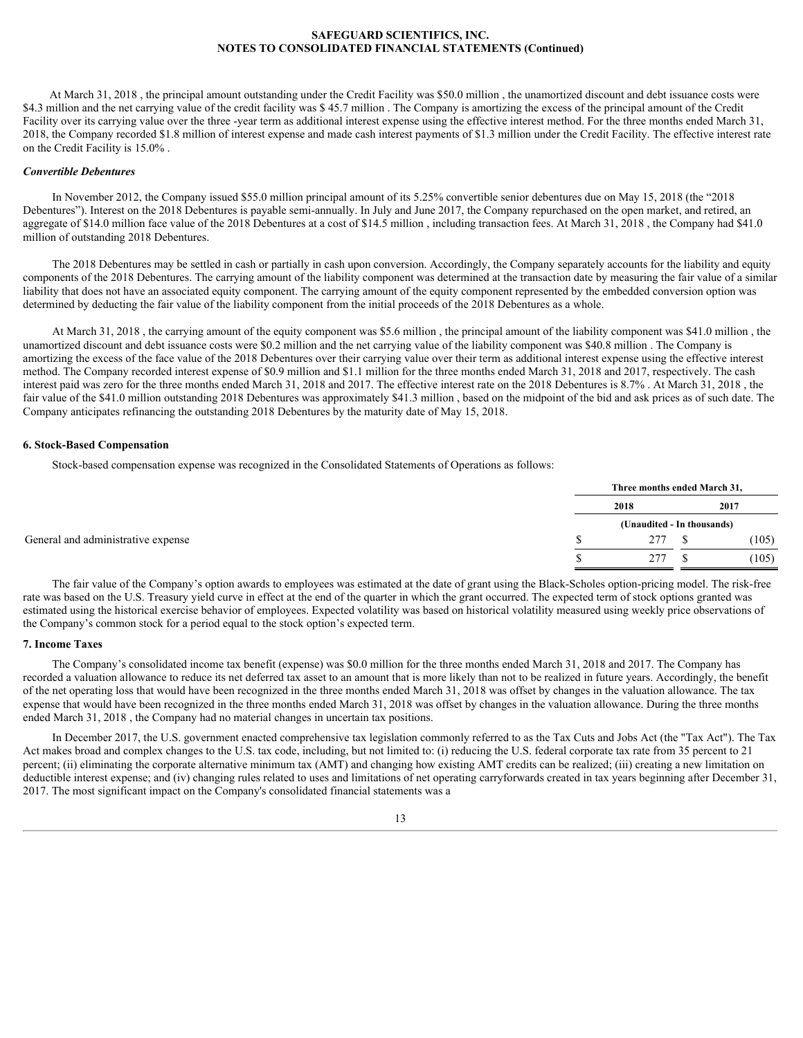At March 31, 2018 , the principal amount outstanding under the Credit Facility was $50.0 million , the unamortized discount and debt issuance costs were $4.3 million and the net carrying value of the credit facility was $ 45.7 million . The Company is amortizing the excess of the principal amount of the Credit Facility over its carrying value over the three -year term as additional interest expense using the effective interest method. For the three months ended March 31, 2018, the Company recorded $1.8 million of interest expense and made cash interest payments of $1.3 million under the Credit Facility. The effective interest rate on the Credit Facility is 15.0% .

***Convertible Debentures***

In November 2012, the Company issued $55.0 million principal amount of its 5.25% convertible senior debentures due on May 15, 2018 (the "2018 Debentures"). Interest on the 2018 Debentures is payable semi-annually. In July and June 2017, the Company repurchased on the open market, and retired, an aggregate of $14.0 million face value of the 2018 Debentures at a cost of $14.5 million , including transaction fees. At March 31, 2018 , the Company had $41.0 million of outstanding 2018 Debentures.

The 2018 Debentures may be settled in cash or partially in cash upon conversion. Accordingly, the Company separately accounts for the liability and equity components of the 2018 Debentures. The carrying amount of the liability component was determined at the transaction date by measuring the fair value of a similar liability that does not have an associated equity component. The carrying amount of the equity component represented by the embedded conversion option was determined by deducting the fair value of the liability component from the initial proceeds of the 2018 Debentures as a whole.

At March 31, 2018 , the carrying amount of the equity component was $5.6 million , the principal amount of the liability component was $41.0 million , the unamortized discount and debt issuance costs were $0.2 million and the net carrying value of the liability component was $40.8 million . The Company is amortizing the excess of the face value of the 2018 Debentures over their carrying value over their term as additional interest expense using the effective interest method. The Company recorded interest expense of $0.9 million and $1.1 million for the three months ended March 31, 2018 and 2017, respectively. The cash interest paid was zero for the three months ended March 31, 2018 and 2017. The effective interest rate on the 2018 Debentures is 8.7% . At March 31, 2018 , the fair value of the $41.0 million outstanding 2018 Debentures was approximately $41.3 million , based on the midpoint of the bid and ask prices as of such date. The Company anticipates refinancing the outstanding 2018 Debentures by the maturity date of May 15, 2018.

**6. Stock-Based Compensation**

Stock-based compensation expense was recognized in the Consolidated Statements of Operations as follows:

| | Three months ended March 31, | |
|---|---|---|
| | 2018 | 2017 |
| | (Unaudited - In thousands) | |
| General and administrative expense | $ 277 | $ (105) |
| | $ 277 | $ (105) |

The fair value of the Company's option awards to employees was estimated at the date of grant using the Black-Scholes option-pricing model. The risk-free rate was based on the U.S. Treasury yield curve in effect at the end of the quarter in which the grant occurred. The expected term of stock options granted was estimated using the historical exercise behavior of employees. Expected volatility was based on historical volatility measured using weekly price observations of the Company's common stock for a period equal to the stock option's expected term.

**7. Income Taxes**

The Company's consolidated income tax benefit (expense) was $0.0 million for the three months ended March 31, 2018 and 2017. The Company has recorded a valuation allowance to reduce its net deferred tax asset to an amount that is more likely than not to be realized in future years. Accordingly, the benefit of the net operating loss that would have been recognized in the three months ended March 31, 2018 was offset by changes in the valuation allowance. The tax expense that would have been recognized in the three months ended March 31, 2018 was offset by changes in the valuation allowance. During the three months ended March 31, 2018 , the Company had no material changes in uncertain tax positions.

In December 2017, the U.S. government enacted comprehensive tax legislation commonly referred to as the Tax Cuts and Jobs Act (the "Tax Act"). The Tax Act makes broad and complex changes to the U.S. tax code, including, but not limited to: (i) reducing the U.S. federal corporate tax rate from 35 percent to 21 percent; (ii) eliminating the corporate alternative minimum tax (AMT) and changing how existing AMT credits can be realized; (iii) creating a new limitation on deductible interest expense; and (iv) changing rules related to uses and limitations of net operating carryforwards created in tax years beginning after December 31, 2017. The most significant impact on the Company's consolidated financial statements was a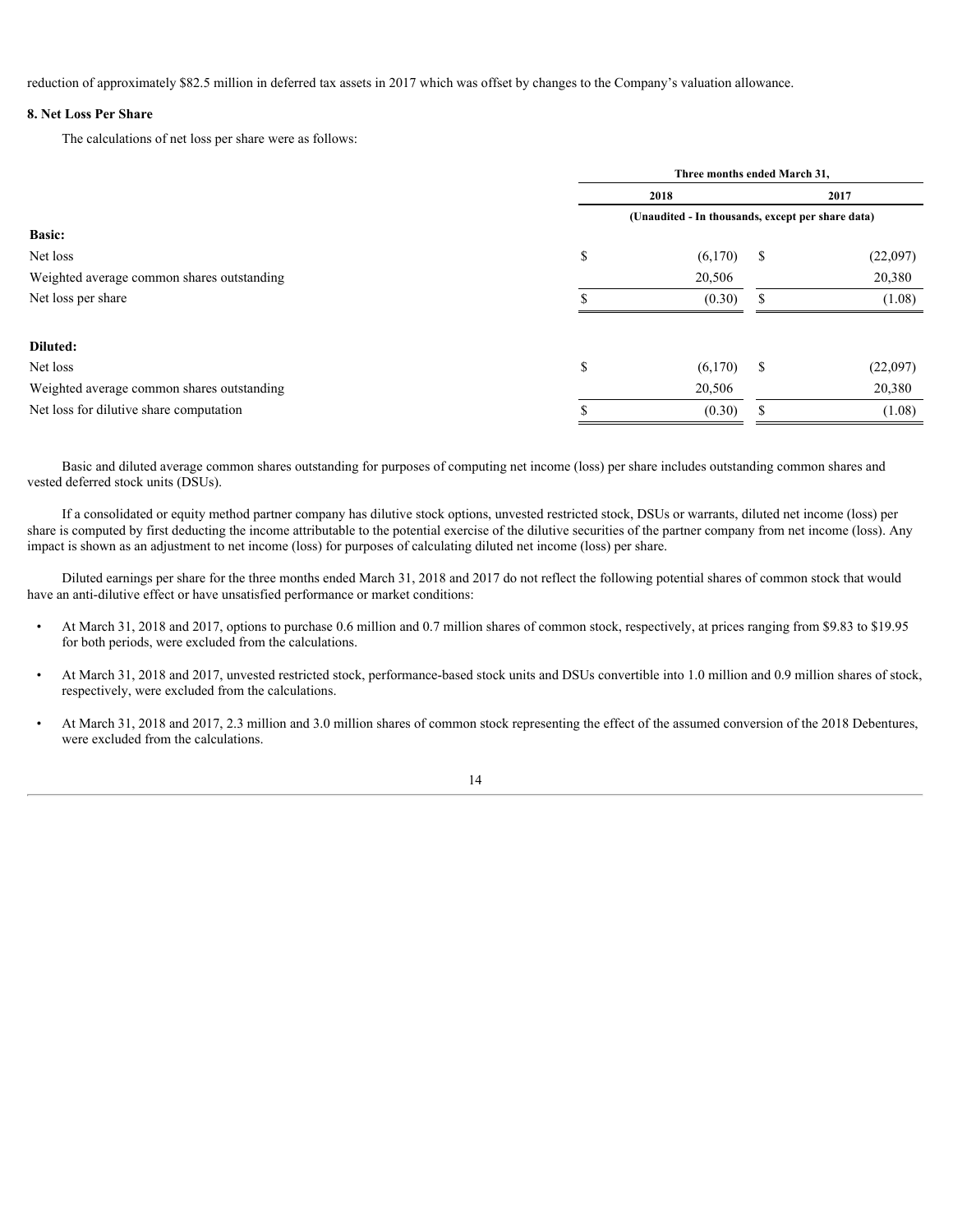reduction of approximately $82.5 million in deferred tax assets in 2017 which was offset by changes to the Company's valuation allowance.

**8. Net Loss Per Share**

The calculations of net loss per share were as follows:

| | Three months ended March 31, | |
|---|---|---|
| | 2018 | 2017 |
| | (Unaudited - In thousands, except per share data) | |
| **Basic:** | | |
| Net loss | $ (6,170) | $ (22,097) |
| Weighted average common shares outstanding | 20,506 | 20,380 |
| Net loss per share | $ (0.30) | $ (1.08) |
| **Diluted:** | | |
| Net loss | $ (6,170) | $ (22,097) |
| Weighted average common shares outstanding | 20,506 | 20,380 |
| Net loss for dilutive share computation | $ (0.30) | $ (1.08) |

Basic and diluted average common shares outstanding for purposes of computing net income (loss) per share includes outstanding common shares and vested deferred stock units (DSUs).

If a consolidated or equity method partner company has dilutive stock options, unvested restricted stock, DSUs or warrants, diluted net income (loss) per share is computed by first deducting the income attributable to the potential exercise of the dilutive securities of the partner company from net income (loss). Any impact is shown as an adjustment to net income (loss) for purposes of calculating diluted net income (loss) per share.

Diluted earnings per share for the three months ended March 31, 2018 and 2017 do not reflect the following potential shares of common stock that would have an anti-dilutive effect or have unsatisfied performance or market conditions:

- At March 31, 2018 and 2017, options to purchase 0.6 million and 0.7 million shares of common stock, respectively, at prices ranging from $9.83 to $19.95 for both periods, were excluded from the calculations.
- At March 31, 2018 and 2017, unvested restricted stock, performance-based stock units and DSUs convertible into 1.0 million and 0.9 million shares of stock, respectively, were excluded from the calculations.
- At March 31, 2018 and 2017, 2.3 million and 3.0 million shares of common stock representing the effect of the assumed conversion of the 2018 Debentures, were excluded from the calculations.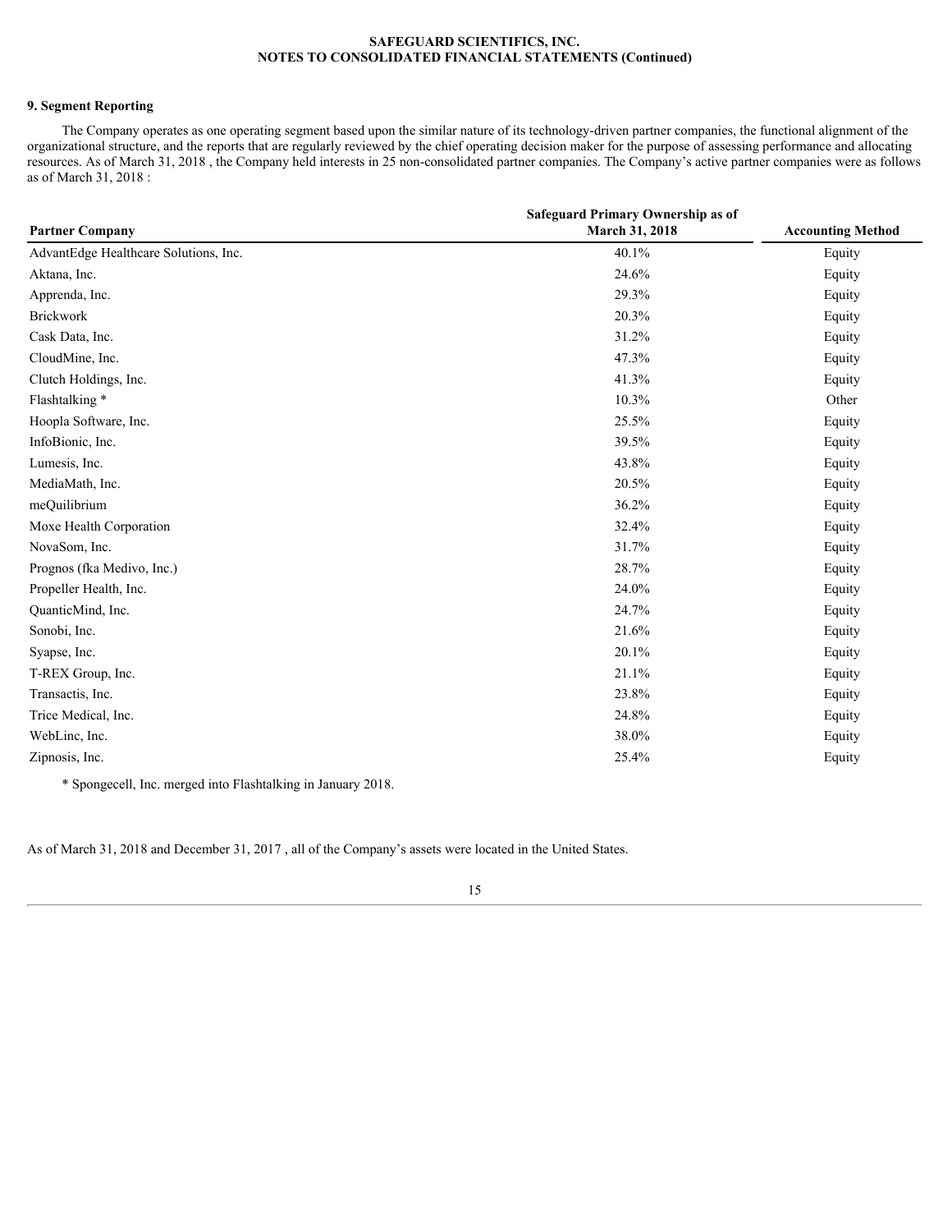### 9. Segment Reporting

The Company operates as one operating segment based upon the similar nature of its technology-driven partner companies, the functional alignment of the organizational structure, and the reports that are regularly reviewed by the chief operating decision maker for the purpose of assessing performance and allocating resources. As of March 31, 2018 , the Company held interests in 25 non-consolidated partner companies. The Company's active partner companies were as follows as of March 31, 2018 :

| Partner Company | Safeguard Primary Ownership as of March 31, 2018 | Accounting Method |
|---|---|---|
| AdvantEdge Healthcare Solutions, Inc. | 40.1% | Equity |
| Aktana, Inc. | 24.6% | Equity |
| Apprenda, Inc. | 29.3% | Equity |
| Brickwork | 20.3% | Equity |
| Cask Data, Inc. | 31.2% | Equity |
| CloudMine, Inc. | 47.3% | Equity |
| Clutch Holdings, Inc. | 41.3% | Equity |
| Flashtalking * | 10.3% | Other |
| Hoopla Software, Inc. | 25.5% | Equity |
| InfoBionic, Inc. | 39.5% | Equity |
| Lumesis, Inc. | 43.8% | Equity |
| MediaMath, Inc. | 20.5% | Equity |
| meQuilibrium | 36.2% | Equity |
| Moxe Health Corporation | 32.4% | Equity |
| NovaSom, Inc. | 31.7% | Equity |
| Prognos (fka Medivo, Inc.) | 28.7% | Equity |
| Propeller Health, Inc. | 24.0% | Equity |
| QuanticMind, Inc. | 24.7% | Equity |
| Sonobi, Inc. | 21.6% | Equity |
| Syapse, Inc. | 20.1% | Equity |
| T-REX Group, Inc. | 21.1% | Equity |
| Transactis, Inc. | 23.8% | Equity |
| Trice Medical, Inc. | 24.8% | Equity |
| WebLinc, Inc. | 38.0% | Equity |
| Zipnosis, Inc. | 25.4% | Equity |

\* Spongecell, Inc. merged into Flashtalking in January 2018.

As of March 31, 2018 and December 31, 2017 , all of the Company's assets were located in the United States.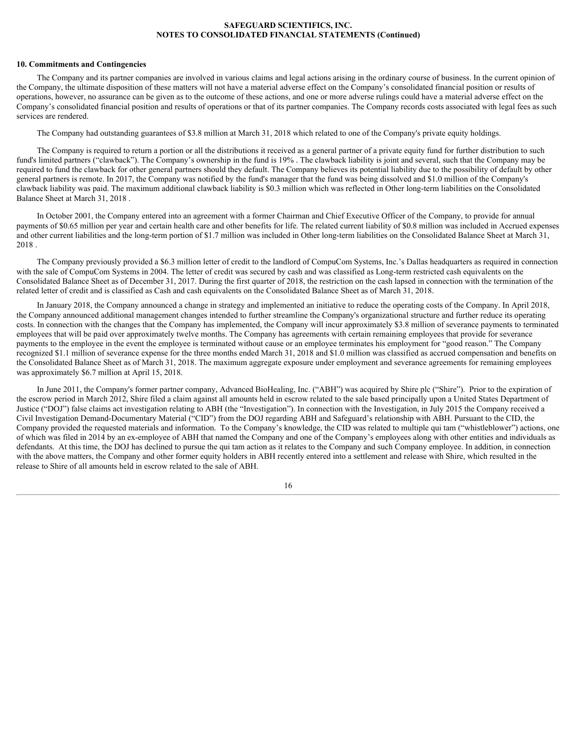## 10. Commitments and Contingencies

The Company and its partner companies are involved in various claims and legal actions arising in the ordinary course of business. In the current opinion of the Company, the ultimate disposition of these matters will not have a material adverse effect on the Company's consolidated financial position or results of operations, however, no assurance can be given as to the outcome of these actions, and one or more adverse rulings could have a material adverse effect on the Company's consolidated financial position and results of operations or that of its partner companies. The Company records costs associated with legal fees as such services are rendered.

The Company had outstanding guarantees of $3.8 million at March 31, 2018 which related to one of the Company's private equity holdings.

The Company is required to return a portion or all the distributions it received as a general partner of a private equity fund for further distribution to such fund's limited partners ("clawback"). The Company's ownership in the fund is 19% . The clawback liability is joint and several, such that the Company may be required to fund the clawback for other general partners should they default. The Company believes its potential liability due to the possibility of default by other general partners is remote. In 2017, the Company was notified by the fund's manager that the fund was being dissolved and $1.0 million of the Company's clawback liability was paid. The maximum additional clawback liability is $0.3 million which was reflected in Other long-term liabilities on the Consolidated Balance Sheet at March 31, 2018 .

In October 2001, the Company entered into an agreement with a former Chairman and Chief Executive Officer of the Company, to provide for annual payments of $0.65 million per year and certain health care and other benefits for life. The related current liability of $0.8 million was included in Accrued expenses and other current liabilities and the long-term portion of $1.7 million was included in Other long-term liabilities on the Consolidated Balance Sheet at March 31, 2018 .

The Company previously provided a $6.3 million letter of credit to the landlord of CompuCom Systems, Inc.'s Dallas headquarters as required in connection with the sale of CompuCom Systems in 2004. The letter of credit was secured by cash and was classified as Long-term restricted cash equivalents on the Consolidated Balance Sheet as of December 31, 2017. During the first quarter of 2018, the restriction on the cash lapsed in connection with the termination of the related letter of credit and is classified as Cash and cash equivalents on the Consolidated Balance Sheet as of March 31, 2018.

In January 2018, the Company announced a change in strategy and implemented an initiative to reduce the operating costs of the Company. In April 2018, the Company announced additional management changes intended to further streamline the Company's organizational structure and further reduce its operating costs. In connection with the changes that the Company has implemented, the Company will incur approximately $3.8 million of severance payments to terminated employees that will be paid over approximately twelve months. The Company has agreements with certain remaining employees that provide for severance payments to the employee in the event the employee is terminated without cause or an employee terminates his employment for "good reason." The Company recognized $1.1 million of severance expense for the three months ended March 31, 2018 and $1.0 million was classified as accrued compensation and benefits on the Consolidated Balance Sheet as of March 31, 2018. The maximum aggregate exposure under employment and severance agreements for remaining employees was approximately $6.7 million at April 15, 2018.

In June 2011, the Company's former partner company, Advanced BioHealing, Inc. ("ABH") was acquired by Shire plc ("Shire"). Prior to the expiration of the escrow period in March 2012, Shire filed a claim against all amounts held in escrow related to the sale based principally upon a United States Department of Justice ("DOJ") false claims act investigation relating to ABH (the "Investigation"). In connection with the Investigation, in July 2015 the Company received a Civil Investigation Demand-Documentary Material ("CID") from the DOJ regarding ABH and Safeguard's relationship with ABH. Pursuant to the CID, the Company provided the requested materials and information. To the Company's knowledge, the CID was related to multiple qui tam ("whistleblower") actions, one of which was filed in 2014 by an ex-employee of ABH that named the Company and one of the Company's employees along with other entities and individuals as defendants. At this time, the DOJ has declined to pursue the qui tam action as it relates to the Company and such Company employee. In addition, in connection with the above matters, the Company and other former equity holders in ABH recently entered into a settlement and release with Shire, which resulted in the release to Shire of all amounts held in escrow related to the sale of ABH.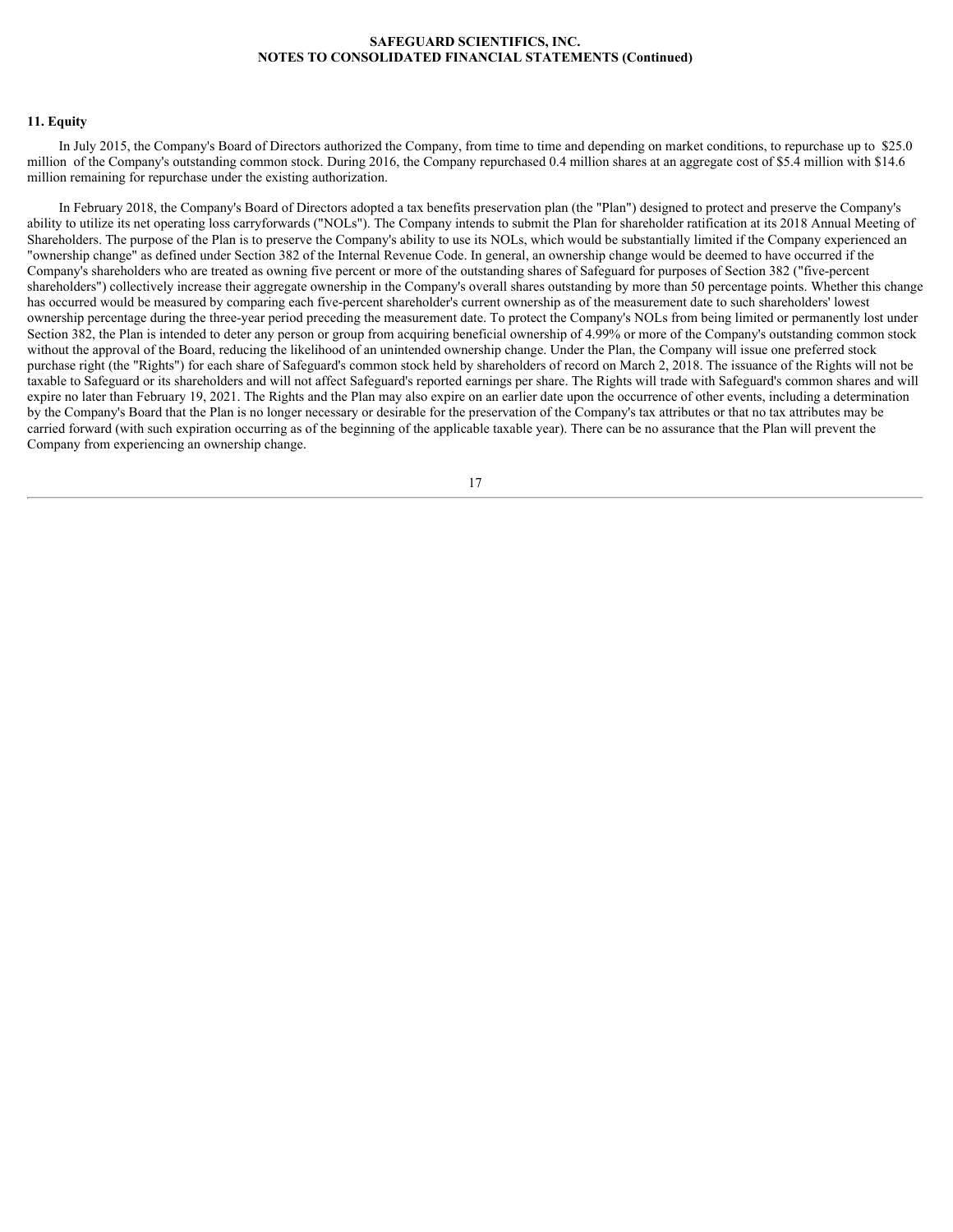## 11. Equity

In July 2015, the Company's Board of Directors authorized the Company, from time to time and depending on market conditions, to repurchase up to $25.0 million of the Company's outstanding common stock. During 2016, the Company repurchased 0.4 million shares at an aggregate cost of $5.4 million with $14.6 million remaining for repurchase under the existing authorization.

In February 2018, the Company's Board of Directors adopted a tax benefits preservation plan (the "Plan") designed to protect and preserve the Company's ability to utilize its net operating loss carryforwards ("NOLs"). The Company intends to submit the Plan for shareholder ratification at its 2018 Annual Meeting of Shareholders. The purpose of the Plan is to preserve the Company's ability to use its NOLs, which would be substantially limited if the Company experienced an "ownership change" as defined under Section 382 of the Internal Revenue Code. In general, an ownership change would be deemed to have occurred if the Company's shareholders who are treated as owning five percent or more of the outstanding shares of Safeguard for purposes of Section 382 ("five-percent shareholders") collectively increase their aggregate ownership in the Company's overall shares outstanding by more than 50 percentage points. Whether this change has occurred would be measured by comparing each five-percent shareholder's current ownership as of the measurement date to such shareholders' lowest ownership percentage during the three-year period preceding the measurement date. To protect the Company's NOLs from being limited or permanently lost under Section 382, the Plan is intended to deter any person or group from acquiring beneficial ownership of 4.99% or more of the Company's outstanding common stock without the approval of the Board, reducing the likelihood of an unintended ownership change. Under the Plan, the Company will issue one preferred stock purchase right (the "Rights") for each share of Safeguard's common stock held by shareholders of record on March 2, 2018. The issuance of the Rights will not be taxable to Safeguard or its shareholders and will not affect Safeguard's reported earnings per share. The Rights will trade with Safeguard's common shares and will expire no later than February 19, 2021. The Rights and the Plan may also expire on an earlier date upon the occurrence of other events, including a determination by the Company's Board that the Plan is no longer necessary or desirable for the preservation of the Company's tax attributes or that no tax attributes may be carried forward (with such expiration occurring as of the beginning of the applicable taxable year). There can be no assurance that the Plan will prevent the Company from experiencing an ownership change.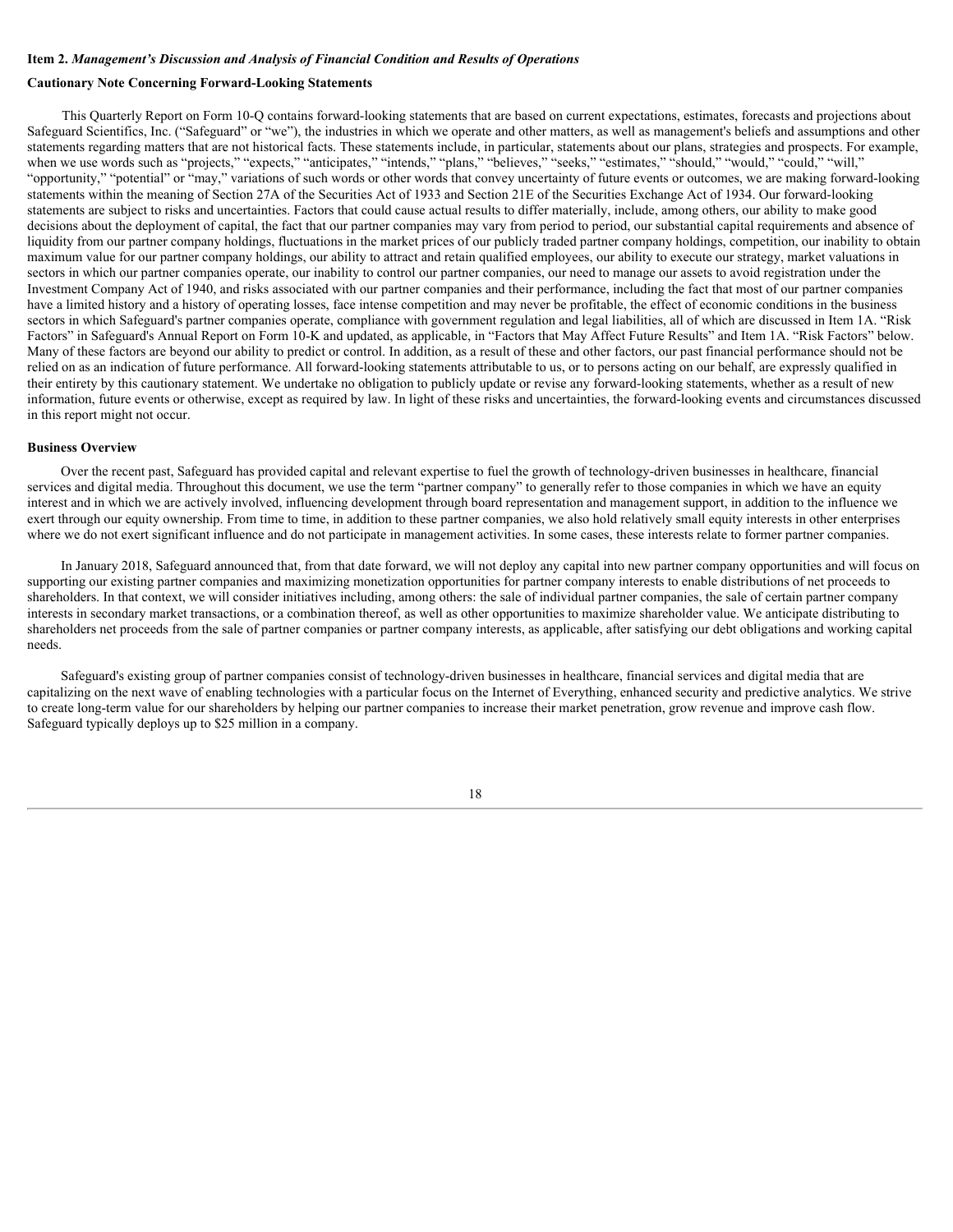**Item 2.** ***Management's Discussion and Analysis of Financial Condition and Results of Operations***

**Cautionary Note Concerning Forward-Looking Statements**

This Quarterly Report on Form 10-Q contains forward-looking statements that are based on current expectations, estimates, forecasts and projections about Safeguard Scientifics, Inc. ("Safeguard" or "we"), the industries in which we operate and other matters, as well as management's beliefs and assumptions and other statements regarding matters that are not historical facts. These statements include, in particular, statements about our plans, strategies and prospects. For example, when we use words such as "projects," "expects," "anticipates," "intends," "plans," "believes," "seeks," "estimates," "should," "would," "could," "will," "opportunity," "potential" or "may," variations of such words or other words that convey uncertainty of future events or outcomes, we are making forward-looking statements within the meaning of Section 27A of the Securities Act of 1933 and Section 21E of the Securities Exchange Act of 1934. Our forward-looking statements are subject to risks and uncertainties. Factors that could cause actual results to differ materially, include, among others, our ability to make good decisions about the deployment of capital, the fact that our partner companies may vary from period to period, our substantial capital requirements and absence of liquidity from our partner company holdings, fluctuations in the market prices of our publicly traded partner company holdings, competition, our inability to obtain maximum value for our partner company holdings, our ability to attract and retain qualified employees, our ability to execute our strategy, market valuations in sectors in which our partner companies operate, our inability to control our partner companies, our need to manage our assets to avoid registration under the Investment Company Act of 1940, and risks associated with our partner companies and their performance, including the fact that most of our partner companies have a limited history and a history of operating losses, face intense competition and may never be profitable, the effect of economic conditions in the business sectors in which Safeguard's partner companies operate, compliance with government regulation and legal liabilities, all of which are discussed in Item 1A. "Risk Factors" in Safeguard's Annual Report on Form 10-K and updated, as applicable, in "Factors that May Affect Future Results" and Item 1A. "Risk Factors" below. Many of these factors are beyond our ability to predict or control. In addition, as a result of these and other factors, our past financial performance should not be relied on as an indication of future performance. All forward-looking statements attributable to us, or to persons acting on our behalf, are expressly qualified in their entirety by this cautionary statement. We undertake no obligation to publicly update or revise any forward-looking statements, whether as a result of new information, future events or otherwise, except as required by law. In light of these risks and uncertainties, the forward-looking events and circumstances discussed in this report might not occur.

**Business Overview**

Over the recent past, Safeguard has provided capital and relevant expertise to fuel the growth of technology-driven businesses in healthcare, financial services and digital media. Throughout this document, we use the term "partner company" to generally refer to those companies in which we have an equity interest and in which we are actively involved, influencing development through board representation and management support, in addition to the influence we exert through our equity ownership. From time to time, in addition to these partner companies, we also hold relatively small equity interests in other enterprises where we do not exert significant influence and do not participate in management activities. In some cases, these interests relate to former partner companies.

In January 2018, Safeguard announced that, from that date forward, we will not deploy any capital into new partner company opportunities and will focus on supporting our existing partner companies and maximizing monetization opportunities for partner company interests to enable distributions of net proceeds to shareholders. In that context, we will consider initiatives including, among others: the sale of individual partner companies, the sale of certain partner company interests in secondary market transactions, or a combination thereof, as well as other opportunities to maximize shareholder value. We anticipate distributing to shareholders net proceeds from the sale of partner companies or partner company interests, as applicable, after satisfying our debt obligations and working capital needs.

Safeguard's existing group of partner companies consist of technology-driven businesses in healthcare, financial services and digital media that are capitalizing on the next wave of enabling technologies with a particular focus on the Internet of Everything, enhanced security and predictive analytics. We strive to create long-term value for our shareholders by helping our partner companies to increase their market penetration, grow revenue and improve cash flow. Safeguard typically deploys up to $25 million in a company.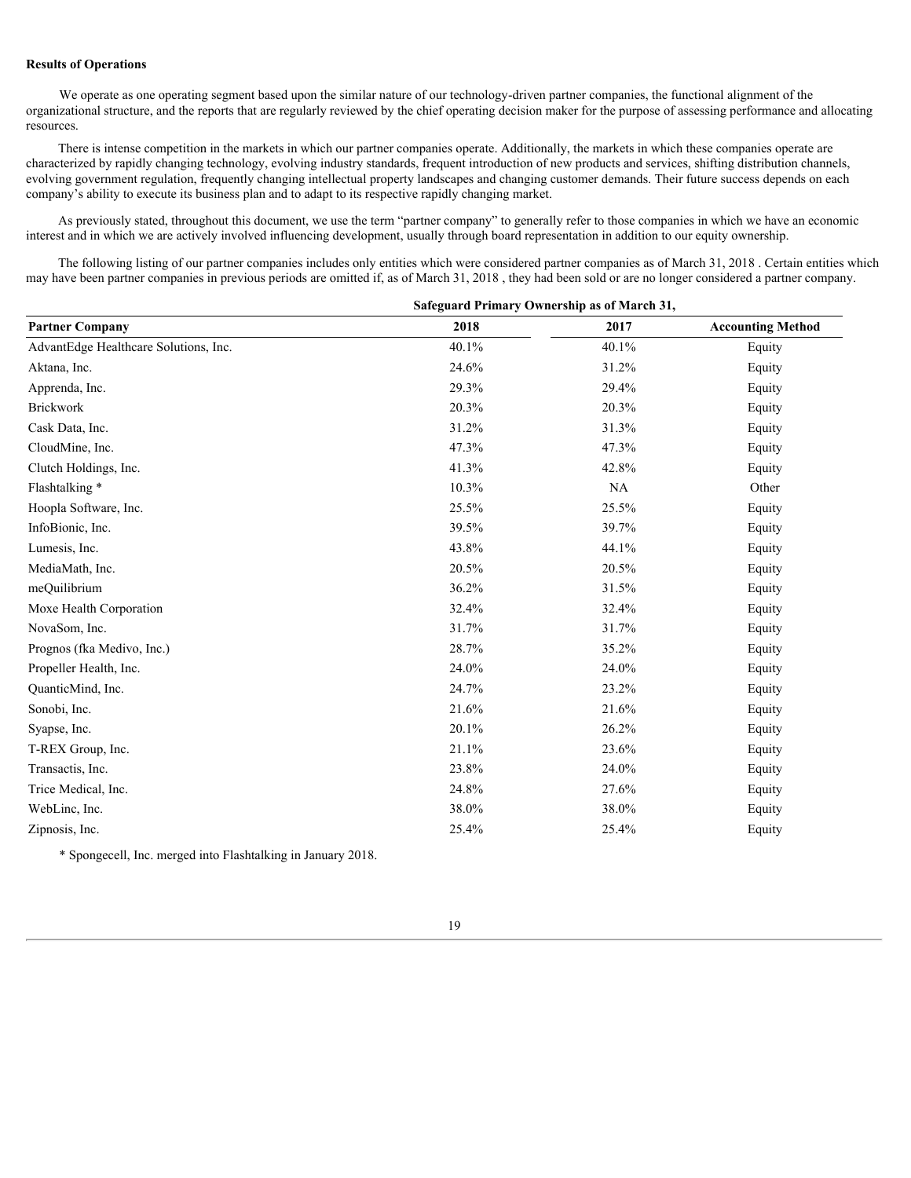**Results of Operations**

We operate as one operating segment based upon the similar nature of our technology-driven partner companies, the functional alignment of the organizational structure, and the reports that are regularly reviewed by the chief operating decision maker for the purpose of assessing performance and allocating resources.

There is intense competition in the markets in which our partner companies operate. Additionally, the markets in which these companies operate are characterized by rapidly changing technology, evolving industry standards, frequent introduction of new products and services, shifting distribution channels, evolving government regulation, frequently changing intellectual property landscapes and changing customer demands. Their future success depends on each company's ability to execute its business plan and to adapt to its respective rapidly changing market.

As previously stated, throughout this document, we use the term "partner company" to generally refer to those companies in which we have an economic interest and in which we are actively involved influencing development, usually through board representation in addition to our equity ownership.

The following listing of our partner companies includes only entities which were considered partner companies as of March 31, 2018 . Certain entities which may have been partner companies in previous periods are omitted if, as of March 31, 2018 , they had been sold or are no longer considered a partner company.

| | Safeguard Primary Ownership as of March 31, | | |
|---|---|---|---|
| **Partner Company** | **2018** | **2017** | **Accounting Method** |
| AdvantEdge Healthcare Solutions, Inc. | 40.1% | 40.1% | Equity |
| Aktana, Inc. | 24.6% | 31.2% | Equity |
| Apprenda, Inc. | 29.3% | 29.4% | Equity |
| Brickwork | 20.3% | 20.3% | Equity |
| Cask Data, Inc. | 31.2% | 31.3% | Equity |
| CloudMine, Inc. | 47.3% | 47.3% | Equity |
| Clutch Holdings, Inc. | 41.3% | 42.8% | Equity |
| Flashtalking * | 10.3% | NA | Other |
| Hoopla Software, Inc. | 25.5% | 25.5% | Equity |
| InfoBionic, Inc. | 39.5% | 39.7% | Equity |
| Lumesis, Inc. | 43.8% | 44.1% | Equity |
| MediaMath, Inc. | 20.5% | 20.5% | Equity |
| meQuilibrium | 36.2% | 31.5% | Equity |
| Moxe Health Corporation | 32.4% | 32.4% | Equity |
| NovaSom, Inc. | 31.7% | 31.7% | Equity |
| Prognos (fka Medivo, Inc.) | 28.7% | 35.2% | Equity |
| Propeller Health, Inc. | 24.0% | 24.0% | Equity |
| QuanticMind, Inc. | 24.7% | 23.2% | Equity |
| Sonobi, Inc. | 21.6% | 21.6% | Equity |
| Syapse, Inc. | 20.1% | 26.2% | Equity |
| T-REX Group, Inc. | 21.1% | 23.6% | Equity |
| Transactis, Inc. | 23.8% | 24.0% | Equity |
| Trice Medical, Inc. | 24.8% | 27.6% | Equity |
| WebLinc, Inc. | 38.0% | 38.0% | Equity |
| Zipnosis, Inc. | 25.4% | 25.4% | Equity |

* Spongecell, Inc. merged into Flashtalking in January 2018.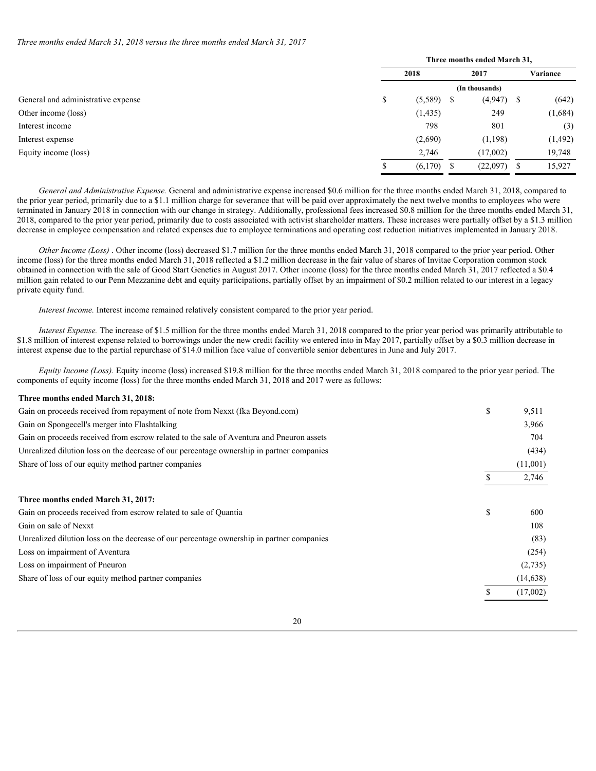*Three months ended March 31, 2018 versus the three months ended March 31, 2017*

| | Three months ended March 31, | | |
|---|---|---|---|
| | 2018 | 2017 | Variance |
| | (In thousands) | | |
| General and administrative expense | $ (5,589) | $ (4,947) | $ (642) |
| Other income (loss) | (1,435) | 249 | (1,684) |
| Interest income | 798 | 801 | (3) |
| Interest expense | (2,690) | (1,198) | (1,492) |
| Equity income (loss) | 2,746 | (17,002) | 19,748 |
| | $ (6,170) | $ (22,097) | $ 15,927 |

*General and Administrative Expense.* General and administrative expense increased $0.6 million for the three months ended March 31, 2018, compared to the prior year period, primarily due to a $1.1 million charge for severance that will be paid over approximately the next twelve months to employees who were terminated in January 2018 in connection with our change in strategy. Additionally, professional fees increased $0.8 million for the three months ended March 31, 2018, compared to the prior year period, primarily due to costs associated with activist shareholder matters. These increases were partially offset by a $1.3 million decrease in employee compensation and related expenses due to employee terminations and operating cost reduction initiatives implemented in January 2018.

*Other Income (Loss)* . Other income (loss) decreased $1.7 million for the three months ended March 31, 2018 compared to the prior year period. Other income (loss) for the three months ended March 31, 2018 reflected a $1.2 million decrease in the fair value of shares of Invitae Corporation common stock obtained in connection with the sale of Good Start Genetics in August 2017. Other income (loss) for the three months ended March 31, 2017 reflected a $0.4 million gain related to our Penn Mezzanine debt and equity participations, partially offset by an impairment of $0.2 million related to our interest in a legacy private equity fund.

*Interest Income.* Interest income remained relatively consistent compared to the prior year period.

*Interest Expense.* The increase of $1.5 million for the three months ended March 31, 2018 compared to the prior year period was primarily attributable to $1.8 million of interest expense related to borrowings under the new credit facility we entered into in May 2017, partially offset by a $0.3 million decrease in interest expense due to the partial repurchase of $14.0 million face value of convertible senior debentures in June and July 2017.

*Equity Income (Loss).* Equity income (loss) increased $19.8 million for the three months ended March 31, 2018 compared to the prior year period. The components of equity income (loss) for the three months ended March 31, 2018 and 2017 were as follows:

| | |
|---|---|
| **Three months ended March 31, 2018:** | |
| Gain on proceeds received from repayment of note from Nexxt (fka Beyond.com) | $ 9,511 |
| Gain on Spongecell's merger into Flashtalking | 3,966 |
| Gain on proceeds received from escrow related to the sale of Aventura and Pneuron assets | 704 |
| Unrealized dilution loss on the decrease of our percentage ownership in partner companies | (434) |
| Share of loss of our equity method partner companies | (11,001) |
| | $ 2,746 |
| **Three months ended March 31, 2017:** | |
| Gain on proceeds received from escrow related to sale of Quantia | $ 600 |
| Gain on sale of Nexxt | 108 |
| Unrealized dilution loss on the decrease of our percentage ownership in partner companies | (83) |
| Loss on impairment of Aventura | (254) |
| Loss on impairment of Pneuron | (2,735) |
| Share of loss of our equity method partner companies | (14,638) |
| | $ (17,002) |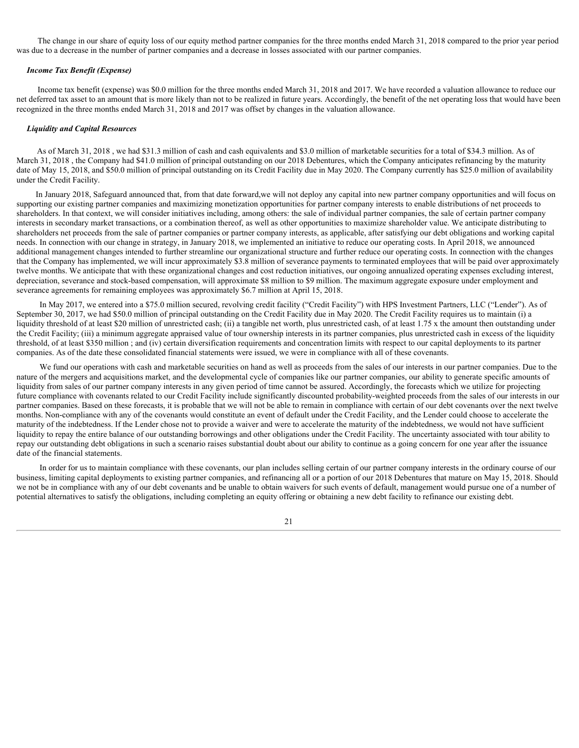The change in our share of equity loss of our equity method partner companies for the three months ended March 31, 2018 compared to the prior year period was due to a decrease in the number of partner companies and a decrease in losses associated with our partner companies.

***Income Tax Benefit (Expense)***

Income tax benefit (expense) was $0.0 million for the three months ended March 31, 2018 and 2017. We have recorded a valuation allowance to reduce our net deferred tax asset to an amount that is more likely than not to be realized in future years. Accordingly, the benefit of the net operating loss that would have been recognized in the three months ended March 31, 2018 and 2017 was offset by changes in the valuation allowance.

***Liquidity and Capital Resources***

As of March 31, 2018 , we had $31.3 million of cash and cash equivalents and $3.0 million of marketable securities for a total of $34.3 million. As of March 31, 2018 , the Company had $41.0 million of principal outstanding on our 2018 Debentures, which the Company anticipates refinancing by the maturity date of May 15, 2018, and $50.0 million of principal outstanding on its Credit Facility due in May 2020. The Company currently has $25.0 million of availability under the Credit Facility.

In January 2018, Safeguard announced that, from that date forward,we will not deploy any capital into new partner company opportunities and will focus on supporting our existing partner companies and maximizing monetization opportunities for partner company interests to enable distributions of net proceeds to shareholders. In that context, we will consider initiatives including, among others: the sale of individual partner companies, the sale of certain partner company interests in secondary market transactions, or a combination thereof, as well as other opportunities to maximize shareholder value. We anticipate distributing to shareholders net proceeds from the sale of partner companies or partner company interests, as applicable, after satisfying our debt obligations and working capital needs. In connection with our change in strategy, in January 2018, we implemented an initiative to reduce our operating costs. In April 2018, we announced additional management changes intended to further streamline our organizational structure and further reduce our operating costs. In connection with the changes that the Company has implemented, we will incur approximately $3.8 million of severance payments to terminated employees that will be paid over approximately twelve months. We anticipate that with these organizational changes and cost reduction initiatives, our ongoing annualized operating expenses excluding interest, depreciation, severance and stock-based compensation, will approximate $8 million to $9 million. The maximum aggregate exposure under employment and severance agreements for remaining employees was approximately $6.7 million at April 15, 2018.

In May 2017, we entered into a $75.0 million secured, revolving credit facility ("Credit Facility") with HPS Investment Partners, LLC ("Lender"). As of September 30, 2017, we had $50.0 million of principal outstanding on the Credit Facility due in May 2020. The Credit Facility requires us to maintain (i) a liquidity threshold of at least $20 million of unrestricted cash; (ii) a tangible net worth, plus unrestricted cash, of at least 1.75 x the amount then outstanding under the Credit Facility; (iii) a minimum aggregate appraised value of tour ownership interests in its partner companies, plus unrestricted cash in excess of the liquidity threshold, of at least $350 million ; and (iv) certain diversification requirements and concentration limits with respect to our capital deployments to its partner companies. As of the date these consolidated financial statements were issued, we were in compliance with all of these covenants.

We fund our operations with cash and marketable securities on hand as well as proceeds from the sales of our interests in our partner companies. Due to the nature of the mergers and acquisitions market, and the developmental cycle of companies like our partner companies, our ability to generate specific amounts of liquidity from sales of our partner company interests in any given period of time cannot be assured. Accordingly, the forecasts which we utilize for projecting future compliance with covenants related to our Credit Facility include significantly discounted probability-weighted proceeds from the sales of our interests in our partner companies. Based on these forecasts, it is probable that we will not be able to remain in compliance with certain of our debt covenants over the next twelve months. Non-compliance with any of the covenants would constitute an event of default under the Credit Facility, and the Lender could choose to accelerate the maturity of the indebtedness. If the Lender chose not to provide a waiver and were to accelerate the maturity of the indebtedness, we would not have sufficient liquidity to repay the entire balance of our outstanding borrowings and other obligations under the Credit Facility. The uncertainty associated with tour ability to repay our outstanding debt obligations in such a scenario raises substantial doubt about our ability to continue as a going concern for one year after the issuance date of the financial statements.

In order for us to maintain compliance with these covenants, our plan includes selling certain of our partner company interests in the ordinary course of our business, limiting capital deployments to existing partner companies, and refinancing all or a portion of our 2018 Debentures that mature on May 15, 2018. Should we not be in compliance with any of our debt covenants and be unable to obtain waivers for such events of default, management would pursue one of a number of potential alternatives to satisfy the obligations, including completing an equity offering or obtaining a new debt facility to refinance our existing debt.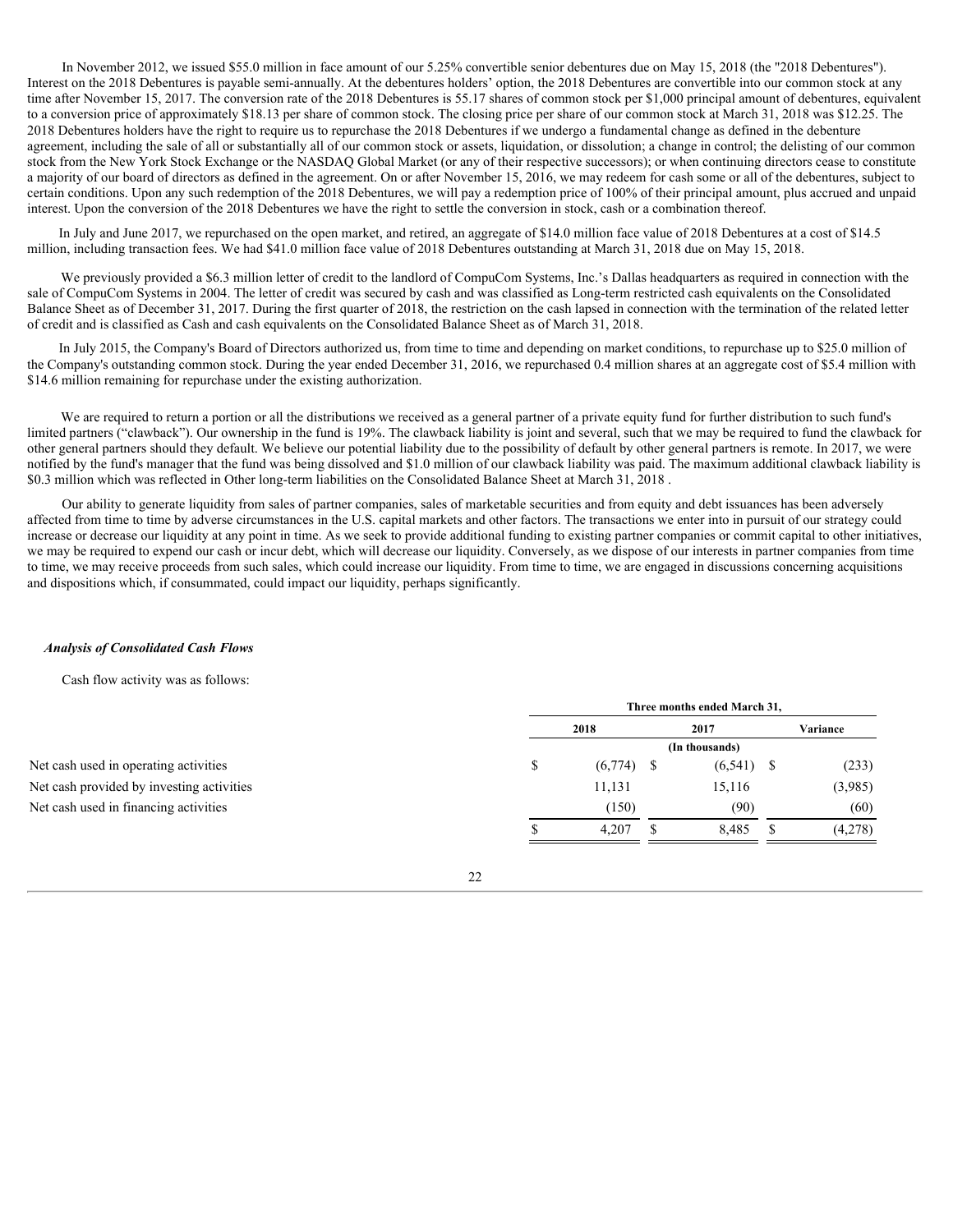In November 2012, we issued $55.0 million in face amount of our 5.25% convertible senior debentures due on May 15, 2018 (the "2018 Debentures"). Interest on the 2018 Debentures is payable semi-annually. At the debentures holders' option, the 2018 Debentures are convertible into our common stock at any time after November 15, 2017. The conversion rate of the 2018 Debentures is 55.17 shares of common stock per $1,000 principal amount of debentures, equivalent to a conversion price of approximately $18.13 per share of common stock. The closing price per share of our common stock at March 31, 2018 was $12.25. The 2018 Debentures holders have the right to require us to repurchase the 2018 Debentures if we undergo a fundamental change as defined in the debenture agreement, including the sale of all or substantially all of our common stock or assets, liquidation, or dissolution; a change in control; the delisting of our common stock from the New York Stock Exchange or the NASDAQ Global Market (or any of their respective successors); or when continuing directors cease to constitute a majority of our board of directors as defined in the agreement. On or after November 15, 2016, we may redeem for cash some or all of the debentures, subject to certain conditions. Upon any such redemption of the 2018 Debentures, we will pay a redemption price of 100% of their principal amount, plus accrued and unpaid interest. Upon the conversion of the 2018 Debentures we have the right to settle the conversion in stock, cash or a combination thereof.

In July and June 2017, we repurchased on the open market, and retired, an aggregate of $14.0 million face value of 2018 Debentures at a cost of $14.5 million, including transaction fees. We had $41.0 million face value of 2018 Debentures outstanding at March 31, 2018 due on May 15, 2018.

We previously provided a $6.3 million letter of credit to the landlord of CompuCom Systems, Inc.'s Dallas headquarters as required in connection with the sale of CompuCom Systems in 2004. The letter of credit was secured by cash and was classified as Long-term restricted cash equivalents on the Consolidated Balance Sheet as of December 31, 2017. During the first quarter of 2018, the restriction on the cash lapsed in connection with the termination of the related letter of credit and is classified as Cash and cash equivalents on the Consolidated Balance Sheet as of March 31, 2018.

In July 2015, the Company's Board of Directors authorized us, from time to time and depending on market conditions, to repurchase up to $25.0 million of the Company's outstanding common stock. During the year ended December 31, 2016, we repurchased 0.4 million shares at an aggregate cost of $5.4 million with $14.6 million remaining for repurchase under the existing authorization.

We are required to return a portion or all the distributions we received as a general partner of a private equity fund for further distribution to such fund's limited partners ("clawback"). Our ownership in the fund is 19%. The clawback liability is joint and several, such that we may be required to fund the clawback for other general partners should they default. We believe our potential liability due to the possibility of default by other general partners is remote. In 2017, we were notified by the fund's manager that the fund was being dissolved and $1.0 million of our clawback liability was paid. The maximum additional clawback liability is $0.3 million which was reflected in Other long-term liabilities on the Consolidated Balance Sheet at March 31, 2018 .

Our ability to generate liquidity from sales of partner companies, sales of marketable securities and from equity and debt issuances has been adversely affected from time to time by adverse circumstances in the U.S. capital markets and other factors. The transactions we enter into in pursuit of our strategy could increase or decrease our liquidity at any point in time. As we seek to provide additional funding to existing partner companies or commit capital to other initiatives, we may be required to expend our cash or incur debt, which will decrease our liquidity. Conversely, as we dispose of our interests in partner companies from time to time, we may receive proceeds from such sales, which could increase our liquidity. From time to time, we are engaged in discussions concerning acquisitions and dispositions which, if consummated, could impact our liquidity, perhaps significantly.

***Analysis of Consolidated Cash Flows***

Cash flow activity was as follows:

| | Three months ended March 31, | | |
|---|---|---|---|
| | 2018 | 2017 | Variance |
| | (In thousands) | | |
| Net cash used in operating activities | $ (6,774) | $ (6,541) | $ (233) |
| Net cash provided by investing activities | 11,131 | 15,116 | (3,985) |
| Net cash used in financing activities | (150) | (90) | (60) |
| | $ 4,207 | $ 8,485 | $ (4,278) |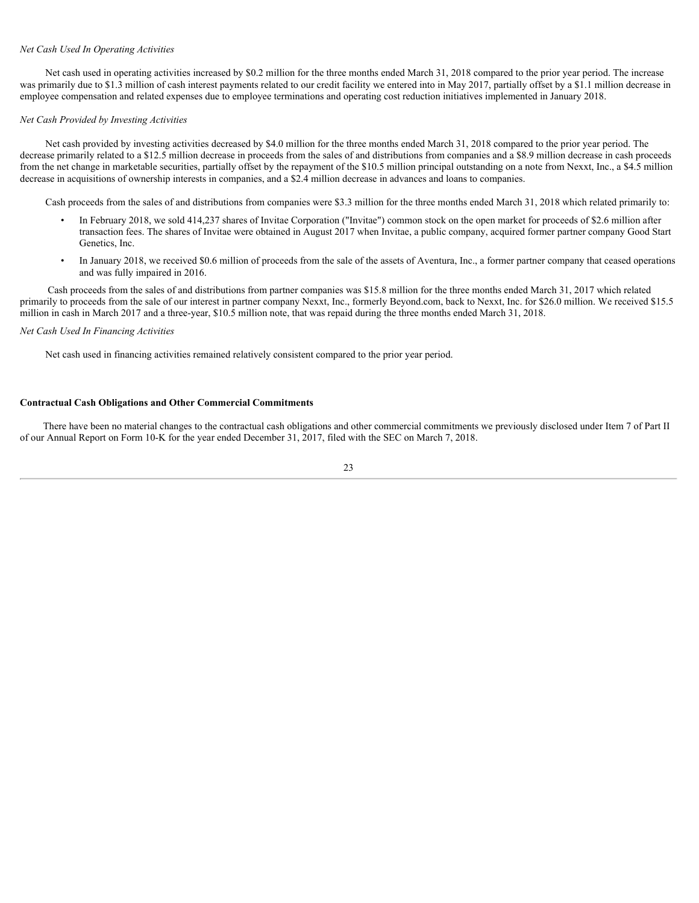*Net Cash Used In Operating Activities*

Net cash used in operating activities increased by $0.2 million for the three months ended March 31, 2018 compared to the prior year period. The increase was primarily due to $1.3 million of cash interest payments related to our credit facility we entered into in May 2017, partially offset by a $1.1 million decrease in employee compensation and related expenses due to employee terminations and operating cost reduction initiatives implemented in January 2018.

*Net Cash Provided by Investing Activities*

Net cash provided by investing activities decreased by $4.0 million for the three months ended March 31, 2018 compared to the prior year period. The decrease primarily related to a $12.5 million decrease in proceeds from the sales of and distributions from companies and a $8.9 million decrease in cash proceeds from the net change in marketable securities, partially offset by the repayment of the $10.5 million principal outstanding on a note from Nexxt, Inc., a $4.5 million decrease in acquisitions of ownership interests in companies, and a $2.4 million decrease in advances and loans to companies.

Cash proceeds from the sales of and distributions from companies were $3.3 million for the three months ended March 31, 2018 which related primarily to:

- In February 2018, we sold 414,237 shares of Invitae Corporation ("Invitae") common stock on the open market for proceeds of $2.6 million after transaction fees. The shares of Invitae were obtained in August 2017 when Invitae, a public company, acquired former partner company Good Start Genetics, Inc.
- In January 2018, we received $0.6 million of proceeds from the sale of the assets of Aventura, Inc., a former partner company that ceased operations and was fully impaired in 2016.

Cash proceeds from the sales of and distributions from partner companies was $15.8 million for the three months ended March 31, 2017 which related primarily to proceeds from the sale of our interest in partner company Nexxt, Inc., formerly Beyond.com, back to Nexxt, Inc. for $26.0 million. We received $15.5 million in cash in March 2017 and a three-year, $10.5 million note, that was repaid during the three months ended March 31, 2018.

*Net Cash Used In Financing Activities*

Net cash used in financing activities remained relatively consistent compared to the prior year period.

**Contractual Cash Obligations and Other Commercial Commitments**

There have been no material changes to the contractual cash obligations and other commercial commitments we previously disclosed under Item 7 of Part II of our Annual Report on Form 10-K for the year ended December 31, 2017, filed with the SEC on March 7, 2018.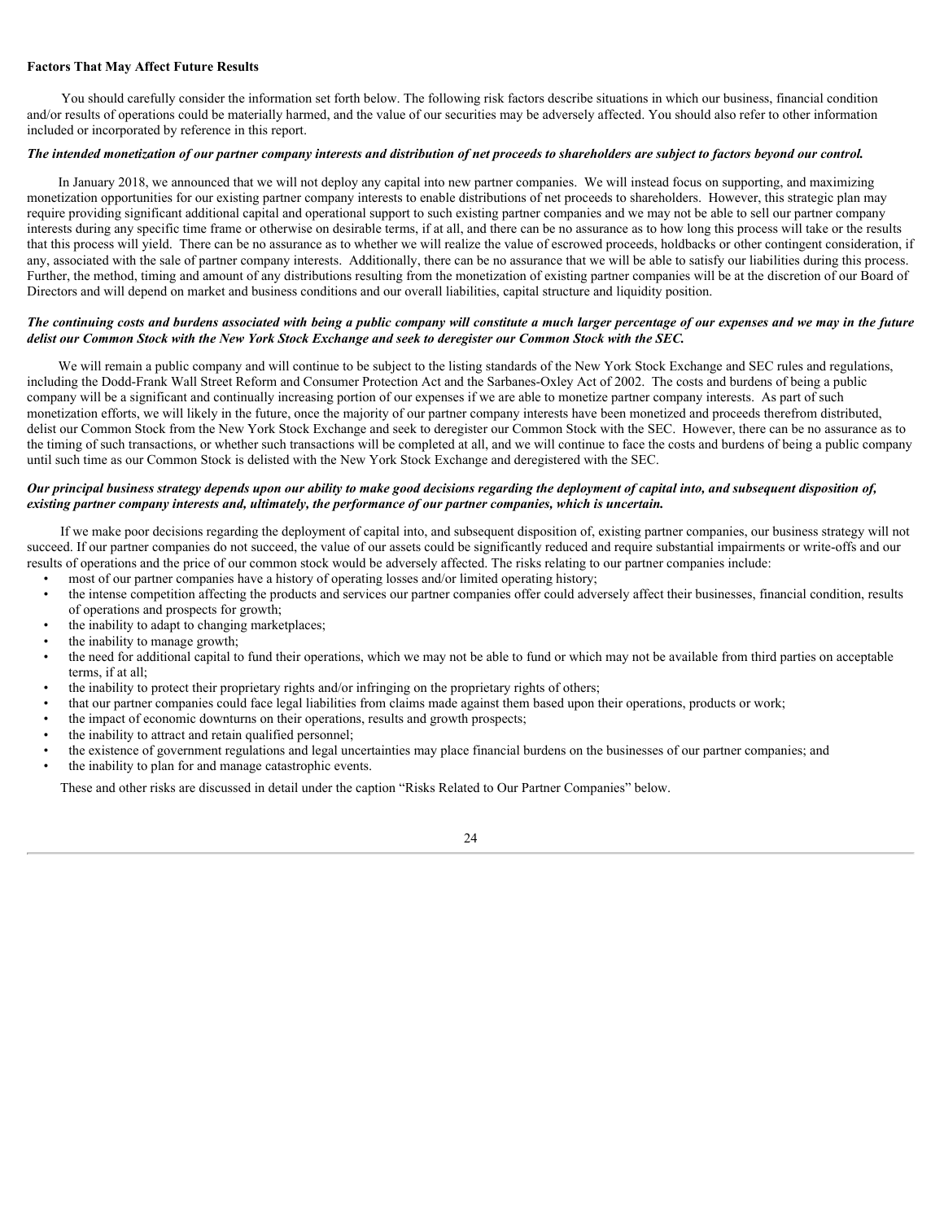**Factors That May Affect Future Results**

You should carefully consider the information set forth below. The following risk factors describe situations in which our business, financial condition and/or results of operations could be materially harmed, and the value of our securities may be adversely affected. You should also refer to other information included or incorporated by reference in this report.

***The intended monetization of our partner company interests and distribution of net proceeds to shareholders are subject to factors beyond our control.***

In January 2018, we announced that we will not deploy any capital into new partner companies. We will instead focus on supporting, and maximizing monetization opportunities for our existing partner company interests to enable distributions of net proceeds to shareholders. However, this strategic plan may require providing significant additional capital and operational support to such existing partner companies and we may not be able to sell our partner company interests during any specific time frame or otherwise on desirable terms, if at all, and there can be no assurance as to how long this process will take or the results that this process will yield. There can be no assurance as to whether we will realize the value of escrowed proceeds, holdbacks or other contingent consideration, if any, associated with the sale of partner company interests. Additionally, there can be no assurance that we will be able to satisfy our liabilities during this process. Further, the method, timing and amount of any distributions resulting from the monetization of existing partner companies will be at the discretion of our Board of Directors and will depend on market and business conditions and our overall liabilities, capital structure and liquidity position.

***The continuing costs and burdens associated with being a public company will constitute a much larger percentage of our expenses and we may in the future delist our Common Stock with the New York Stock Exchange and seek to deregister our Common Stock with the SEC.***

We will remain a public company and will continue to be subject to the listing standards of the New York Stock Exchange and SEC rules and regulations, including the Dodd-Frank Wall Street Reform and Consumer Protection Act and the Sarbanes-Oxley Act of 2002. The costs and burdens of being a public company will be a significant and continually increasing portion of our expenses if we are able to monetize partner company interests. As part of such monetization efforts, we will likely in the future, once the majority of our partner company interests have been monetized and proceeds therefrom distributed, delist our Common Stock from the New York Stock Exchange and seek to deregister our Common Stock with the SEC. However, there can be no assurance as to the timing of such transactions, or whether such transactions will be completed at all, and we will continue to face the costs and burdens of being a public company until such time as our Common Stock is delisted with the New York Stock Exchange and deregistered with the SEC.

***Our principal business strategy depends upon our ability to make good decisions regarding the deployment of capital into, and subsequent disposition of, existing partner company interests and, ultimately, the performance of our partner companies, which is uncertain.***

If we make poor decisions regarding the deployment of capital into, and subsequent disposition of, existing partner companies, our business strategy will not succeed. If our partner companies do not succeed, the value of our assets could be significantly reduced and require substantial impairments or write-offs and our results of operations and the price of our common stock would be adversely affected. The risks relating to our partner companies include:

- most of our partner companies have a history of operating losses and/or limited operating history;
- the intense competition affecting the products and services our partner companies offer could adversely affect their businesses, financial condition, results of operations and prospects for growth;
- the inability to adapt to changing marketplaces;
- the inability to manage growth;
- the need for additional capital to fund their operations, which we may not be able to fund or which may not be available from third parties on acceptable terms, if at all;
- the inability to protect their proprietary rights and/or infringing on the proprietary rights of others;
- that our partner companies could face legal liabilities from claims made against them based upon their operations, products or work;
- the impact of economic downturns on their operations, results and growth prospects;
- the inability to attract and retain qualified personnel;
- the existence of government regulations and legal uncertainties may place financial burdens on the businesses of our partner companies; and
- the inability to plan for and manage catastrophic events.

These and other risks are discussed in detail under the caption "Risks Related to Our Partner Companies" below.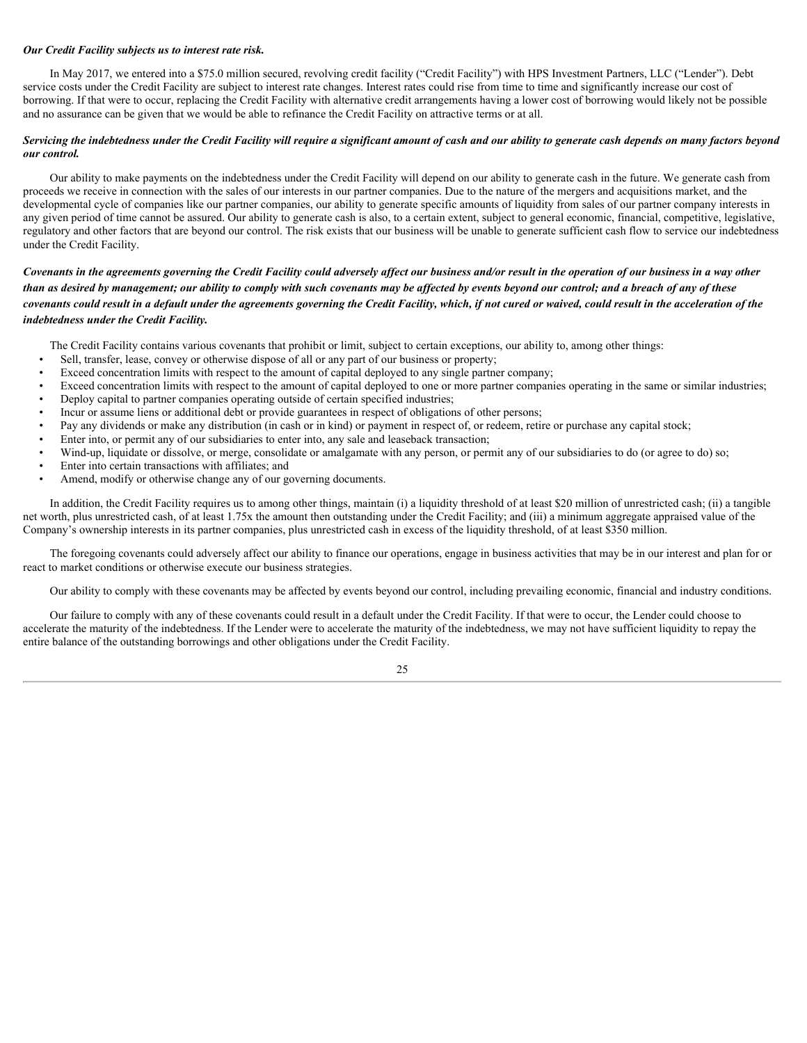***Our Credit Facility subjects us to interest rate risk.***

In May 2017, we entered into a $75.0 million secured, revolving credit facility ("Credit Facility") with HPS Investment Partners, LLC ("Lender"). Debt service costs under the Credit Facility are subject to interest rate changes. Interest rates could rise from time to time and significantly increase our cost of borrowing. If that were to occur, replacing the Credit Facility with alternative credit arrangements having a lower cost of borrowing would likely not be possible and no assurance can be given that we would be able to refinance the Credit Facility on attractive terms or at all.

***Servicing the indebtedness under the Credit Facility will require a significant amount of cash and our ability to generate cash depends on many factors beyond our control.***

Our ability to make payments on the indebtedness under the Credit Facility will depend on our ability to generate cash in the future. We generate cash from proceeds we receive in connection with the sales of our interests in our partner companies. Due to the nature of the mergers and acquisitions market, and the developmental cycle of companies like our partner companies, our ability to generate specific amounts of liquidity from sales of our partner company interests in any given period of time cannot be assured. Our ability to generate cash is also, to a certain extent, subject to general economic, financial, competitive, legislative, regulatory and other factors that are beyond our control. The risk exists that our business will be unable to generate sufficient cash flow to service our indebtedness under the Credit Facility.

***Covenants in the agreements governing the Credit Facility could adversely affect our business and/or result in the operation of our business in a way other than as desired by management; our ability to comply with such covenants may be affected by events beyond our control; and a breach of any of these covenants could result in a default under the agreements governing the Credit Facility, which, if not cured or waived, could result in the acceleration of the indebtedness under the Credit Facility.***

The Credit Facility contains various covenants that prohibit or limit, subject to certain exceptions, our ability to, among other things:

- Sell, transfer, lease, convey or otherwise dispose of all or any part of our business or property;
- Exceed concentration limits with respect to the amount of capital deployed to any single partner company;
- Exceed concentration limits with respect to the amount of capital deployed to one or more partner companies operating in the same or similar industries;
- Deploy capital to partner companies operating outside of certain specified industries;
- Incur or assume liens or additional debt or provide guarantees in respect of obligations of other persons;
- Pay any dividends or make any distribution (in cash or in kind) or payment in respect of, or redeem, retire or purchase any capital stock;
- Enter into, or permit any of our subsidiaries to enter into, any sale and leaseback transaction;
- Wind-up, liquidate or dissolve, or merge, consolidate or amalgamate with any person, or permit any of our subsidiaries to do (or agree to do) so;
- Enter into certain transactions with affiliates; and
- Amend, modify or otherwise change any of our governing documents.

In addition, the Credit Facility requires us to among other things, maintain (i) a liquidity threshold of at least $20 million of unrestricted cash; (ii) a tangible net worth, plus unrestricted cash, of at least 1.75x the amount then outstanding under the Credit Facility; and (iii) a minimum aggregate appraised value of the Company's ownership interests in its partner companies, plus unrestricted cash in excess of the liquidity threshold, of at least $350 million.

The foregoing covenants could adversely affect our ability to finance our operations, engage in business activities that may be in our interest and plan for or react to market conditions or otherwise execute our business strategies.

Our ability to comply with these covenants may be affected by events beyond our control, including prevailing economic, financial and industry conditions.

Our failure to comply with any of these covenants could result in a default under the Credit Facility. If that were to occur, the Lender could choose to accelerate the maturity of the indebtedness. If the Lender were to accelerate the maturity of the indebtedness, we may not have sufficient liquidity to repay the entire balance of the outstanding borrowings and other obligations under the Credit Facility.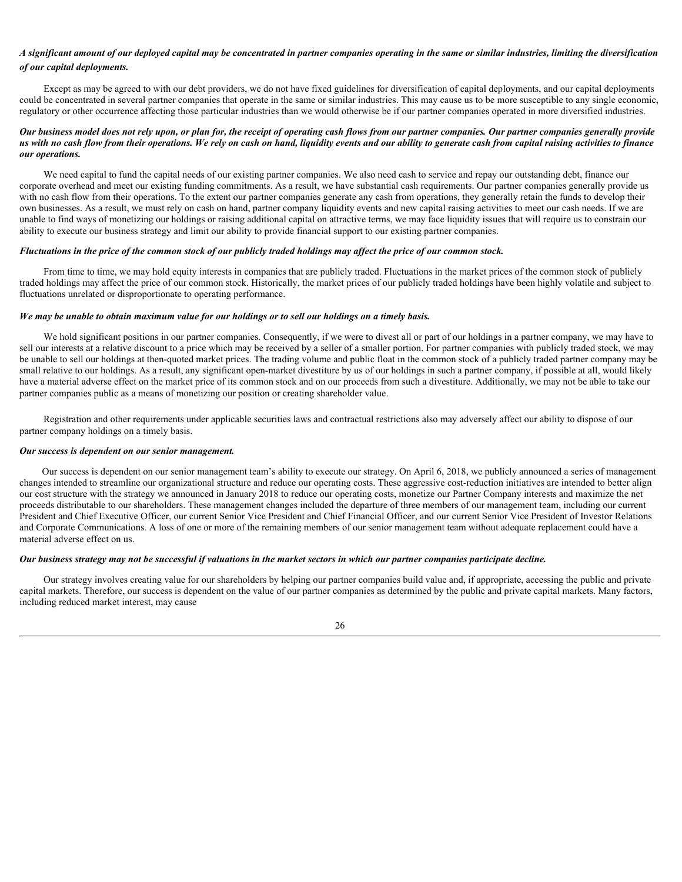***A significant amount of our deployed capital may be concentrated in partner companies operating in the same or similar industries, limiting the diversification of our capital deployments.***

Except as may be agreed to with our debt providers, we do not have fixed guidelines for diversification of capital deployments, and our capital deployments could be concentrated in several partner companies that operate in the same or similar industries. This may cause us to be more susceptible to any single economic, regulatory or other occurrence affecting those particular industries than we would otherwise be if our partner companies operated in more diversified industries.

***Our business model does not rely upon, or plan for, the receipt of operating cash flows from our partner companies. Our partner companies generally provide us with no cash flow from their operations. We rely on cash on hand, liquidity events and our ability to generate cash from capital raising activities to finance our operations.***

We need capital to fund the capital needs of our existing partner companies. We also need cash to service and repay our outstanding debt, finance our corporate overhead and meet our existing funding commitments. As a result, we have substantial cash requirements. Our partner companies generally provide us with no cash flow from their operations. To the extent our partner companies generate any cash from operations, they generally retain the funds to develop their own businesses. As a result, we must rely on cash on hand, partner company liquidity events and new capital raising activities to meet our cash needs. If we are unable to find ways of monetizing our holdings or raising additional capital on attractive terms, we may face liquidity issues that will require us to constrain our ability to execute our business strategy and limit our ability to provide financial support to our existing partner companies.

***Fluctuations in the price of the common stock of our publicly traded holdings may affect the price of our common stock.***

From time to time, we may hold equity interests in companies that are publicly traded. Fluctuations in the market prices of the common stock of publicly traded holdings may affect the price of our common stock. Historically, the market prices of our publicly traded holdings have been highly volatile and subject to fluctuations unrelated or disproportionate to operating performance.

***We may be unable to obtain maximum value for our holdings or to sell our holdings on a timely basis.***

We hold significant positions in our partner companies. Consequently, if we were to divest all or part of our holdings in a partner company, we may have to sell our interests at a relative discount to a price which may be received by a seller of a smaller portion. For partner companies with publicly traded stock, we may be unable to sell our holdings at then-quoted market prices. The trading volume and public float in the common stock of a publicly traded partner company may be small relative to our holdings. As a result, any significant open-market divestiture by us of our holdings in such a partner company, if possible at all, would likely have a material adverse effect on the market price of its common stock and on our proceeds from such a divestiture. Additionally, we may not be able to take our partner companies public as a means of monetizing our position or creating shareholder value.

Registration and other requirements under applicable securities laws and contractual restrictions also may adversely affect our ability to dispose of our partner company holdings on a timely basis.

***Our success is dependent on our senior management.***

Our success is dependent on our senior management team's ability to execute our strategy. On April 6, 2018, we publicly announced a series of management changes intended to streamline our organizational structure and reduce our operating costs. These aggressive cost-reduction initiatives are intended to better align our cost structure with the strategy we announced in January 2018 to reduce our operating costs, monetize our Partner Company interests and maximize the net proceeds distributable to our shareholders. These management changes included the departure of three members of our management team, including our current President and Chief Executive Officer, our current Senior Vice President and Chief Financial Officer, and our current Senior Vice President of Investor Relations and Corporate Communications. A loss of one or more of the remaining members of our senior management team without adequate replacement could have a material adverse effect on us.

***Our business strategy may not be successful if valuations in the market sectors in which our partner companies participate decline.***

Our strategy involves creating value for our shareholders by helping our partner companies build value and, if appropriate, accessing the public and private capital markets. Therefore, our success is dependent on the value of our partner companies as determined by the public and private capital markets. Many factors, including reduced market interest, may cause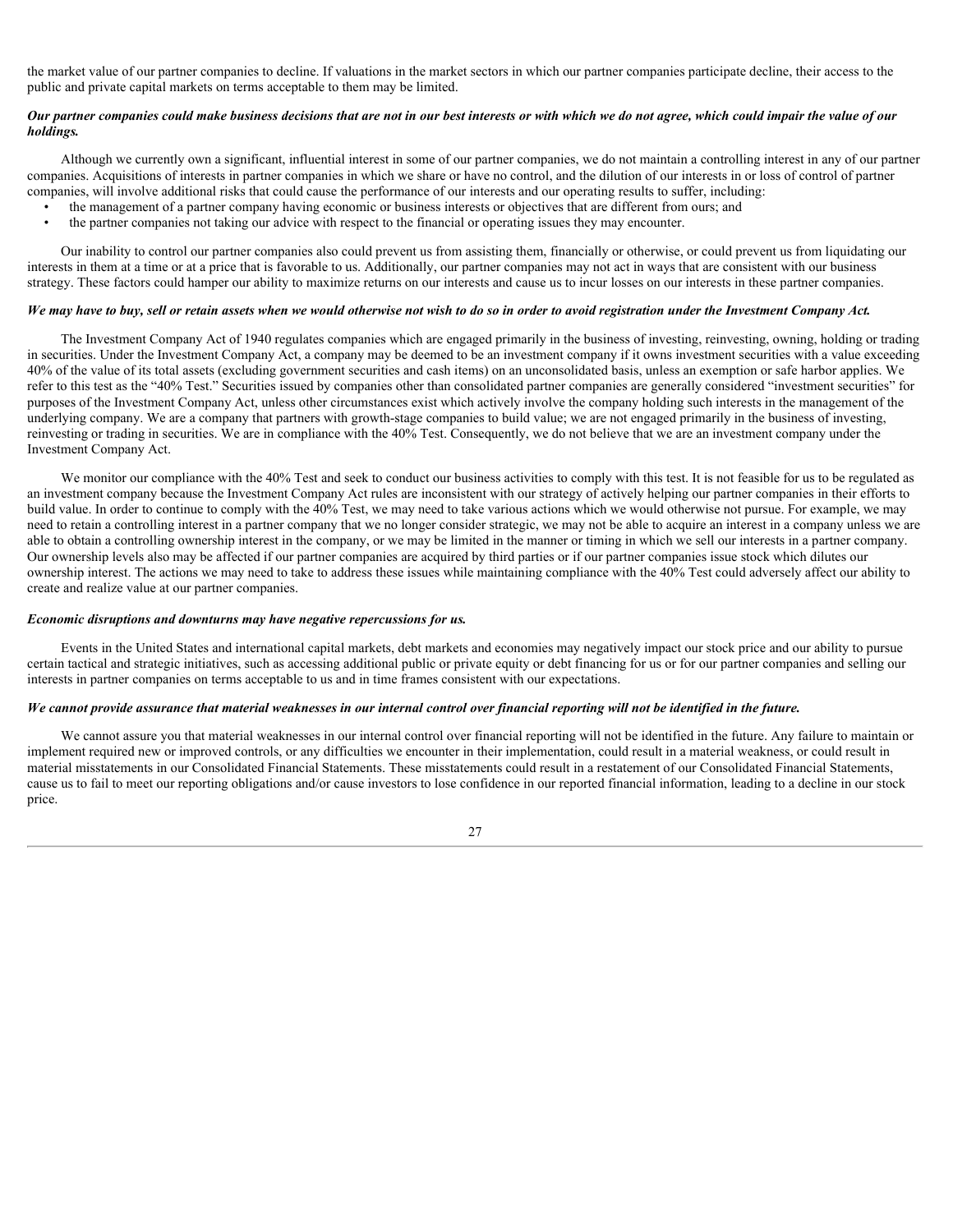the market value of our partner companies to decline. If valuations in the market sectors in which our partner companies participate decline, their access to the public and private capital markets on terms acceptable to them may be limited.

***Our partner companies could make business decisions that are not in our best interests or with which we do not agree, which could impair the value of our holdings.***

Although we currently own a significant, influential interest in some of our partner companies, we do not maintain a controlling interest in any of our partner companies. Acquisitions of interests in partner companies in which we share or have no control, and the dilution of our interests in or loss of control of partner companies, will involve additional risks that could cause the performance of our interests and our operating results to suffer, including:

- the management of a partner company having economic or business interests or objectives that are different from ours; and
- the partner companies not taking our advice with respect to the financial or operating issues they may encounter.

Our inability to control our partner companies also could prevent us from assisting them, financially or otherwise, or could prevent us from liquidating our interests in them at a time or at a price that is favorable to us. Additionally, our partner companies may not act in ways that are consistent with our business strategy. These factors could hamper our ability to maximize returns on our interests and cause us to incur losses on our interests in these partner companies.

***We may have to buy, sell or retain assets when we would otherwise not wish to do so in order to avoid registration under the Investment Company Act.***

The Investment Company Act of 1940 regulates companies which are engaged primarily in the business of investing, reinvesting, owning, holding or trading in securities. Under the Investment Company Act, a company may be deemed to be an investment company if it owns investment securities with a value exceeding 40% of the value of its total assets (excluding government securities and cash items) on an unconsolidated basis, unless an exemption or safe harbor applies. We refer to this test as the "40% Test." Securities issued by companies other than consolidated partner companies are generally considered "investment securities" for purposes of the Investment Company Act, unless other circumstances exist which actively involve the company holding such interests in the management of the underlying company. We are a company that partners with growth-stage companies to build value; we are not engaged primarily in the business of investing, reinvesting or trading in securities. We are in compliance with the 40% Test. Consequently, we do not believe that we are an investment company under the Investment Company Act.

We monitor our compliance with the 40% Test and seek to conduct our business activities to comply with this test. It is not feasible for us to be regulated as an investment company because the Investment Company Act rules are inconsistent with our strategy of actively helping our partner companies in their efforts to build value. In order to continue to comply with the 40% Test, we may need to take various actions which we would otherwise not pursue. For example, we may need to retain a controlling interest in a partner company that we no longer consider strategic, we may not be able to acquire an interest in a company unless we are able to obtain a controlling ownership interest in the company, or we may be limited in the manner or timing in which we sell our interests in a partner company. Our ownership levels also may be affected if our partner companies are acquired by third parties or if our partner companies issue stock which dilutes our ownership interest. The actions we may need to take to address these issues while maintaining compliance with the 40% Test could adversely affect our ability to create and realize value at our partner companies.

***Economic disruptions and downturns may have negative repercussions for us.***

Events in the United States and international capital markets, debt markets and economies may negatively impact our stock price and our ability to pursue certain tactical and strategic initiatives, such as accessing additional public or private equity or debt financing for us or for our partner companies and selling our interests in partner companies on terms acceptable to us and in time frames consistent with our expectations.

***We cannot provide assurance that material weaknesses in our internal control over financial reporting will not be identified in the future.***

We cannot assure you that material weaknesses in our internal control over financial reporting will not be identified in the future. Any failure to maintain or implement required new or improved controls, or any difficulties we encounter in their implementation, could result in a material weakness, or could result in material misstatements in our Consolidated Financial Statements. These misstatements could result in a restatement of our Consolidated Financial Statements, cause us to fail to meet our reporting obligations and/or cause investors to lose confidence in our reported financial information, leading to a decline in our stock price.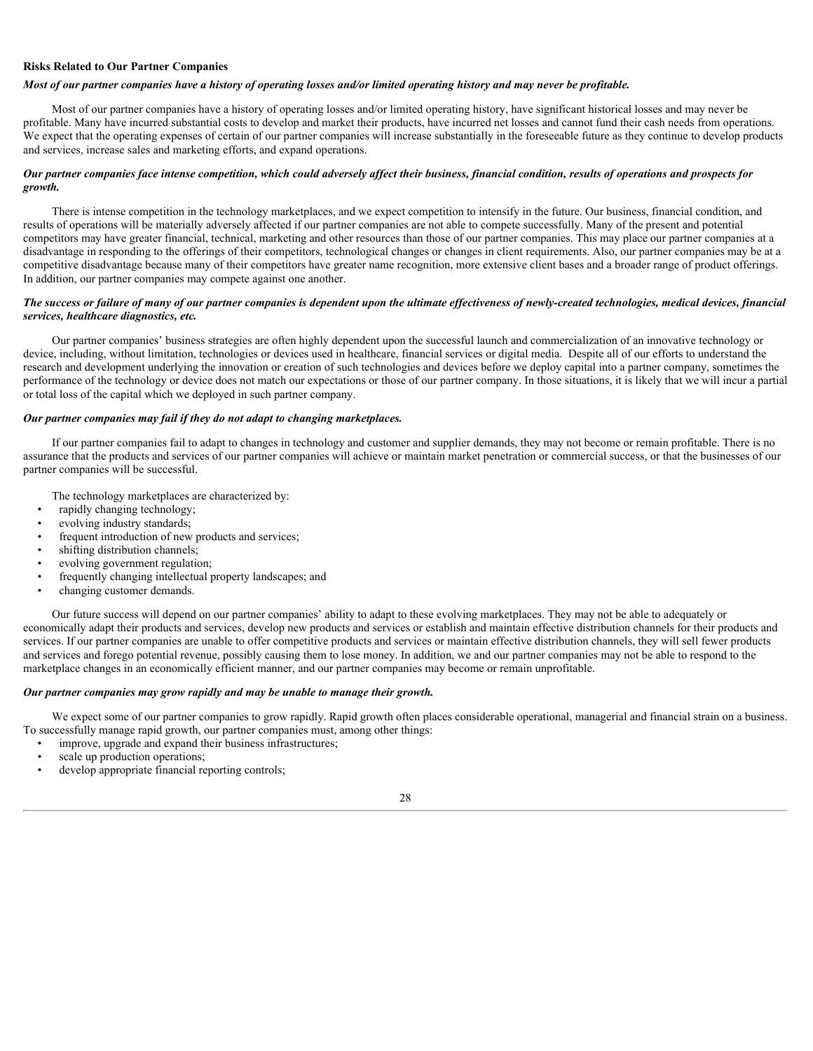**Risks Related to Our Partner Companies**

***Most of our partner companies have a history of operating losses and/or limited operating history and may never be profitable.***

Most of our partner companies have a history of operating losses and/or limited operating history, have significant historical losses and may never be profitable. Many have incurred substantial costs to develop and market their products, have incurred net losses and cannot fund their cash needs from operations. We expect that the operating expenses of certain of our partner companies will increase substantially in the foreseeable future as they continue to develop products and services, increase sales and marketing efforts, and expand operations.

***Our partner companies face intense competition, which could adversely affect their business, financial condition, results of operations and prospects for growth.***

There is intense competition in the technology marketplaces, and we expect competition to intensify in the future. Our business, financial condition, and results of operations will be materially adversely affected if our partner companies are not able to compete successfully. Many of the present and potential competitors may have greater financial, technical, marketing and other resources than those of our partner companies. This may place our partner companies at a disadvantage in responding to the offerings of their competitors, technological changes or changes in client requirements. Also, our partner companies may be at a competitive disadvantage because many of their competitors have greater name recognition, more extensive client bases and a broader range of product offerings. In addition, our partner companies may compete against one another.

***The success or failure of many of our partner companies is dependent upon the ultimate effectiveness of newly-created technologies, medical devices, financial services, healthcare diagnostics, etc.***

Our partner companies' business strategies are often highly dependent upon the successful launch and commercialization of an innovative technology or device, including, without limitation, technologies or devices used in healthcare, financial services or digital media. Despite all of our efforts to understand the research and development underlying the innovation or creation of such technologies and devices before we deploy capital into a partner company, sometimes the performance of the technology or device does not match our expectations or those of our partner company. In those situations, it is likely that we will incur a partial or total loss of the capital which we deployed in such partner company.

***Our partner companies may fail if they do not adapt to changing marketplaces.***

If our partner companies fail to adapt to changes in technology and customer and supplier demands, they may not become or remain profitable. There is no assurance that the products and services of our partner companies will achieve or maintain market penetration or commercial success, or that the businesses of our partner companies will be successful.

The technology marketplaces are characterized by:

- rapidly changing technology;
- evolving industry standards;
- frequent introduction of new products and services;
- shifting distribution channels;
- evolving government regulation;
- frequently changing intellectual property landscapes; and
- changing customer demands.

Our future success will depend on our partner companies' ability to adapt to these evolving marketplaces. They may not be able to adequately or economically adapt their products and services, develop new products and services or establish and maintain effective distribution channels for their products and services. If our partner companies are unable to offer competitive products and services or maintain effective distribution channels, they will sell fewer products and services and forego potential revenue, possibly causing them to lose money. In addition, we and our partner companies may not be able to respond to the marketplace changes in an economically efficient manner, and our partner companies may become or remain unprofitable.

***Our partner companies may grow rapidly and may be unable to manage their growth.***

We expect some of our partner companies to grow rapidly. Rapid growth often places considerable operational, managerial and financial strain on a business. To successfully manage rapid growth, our partner companies must, among other things:

- improve, upgrade and expand their business infrastructures;
- scale up production operations;
- develop appropriate financial reporting controls;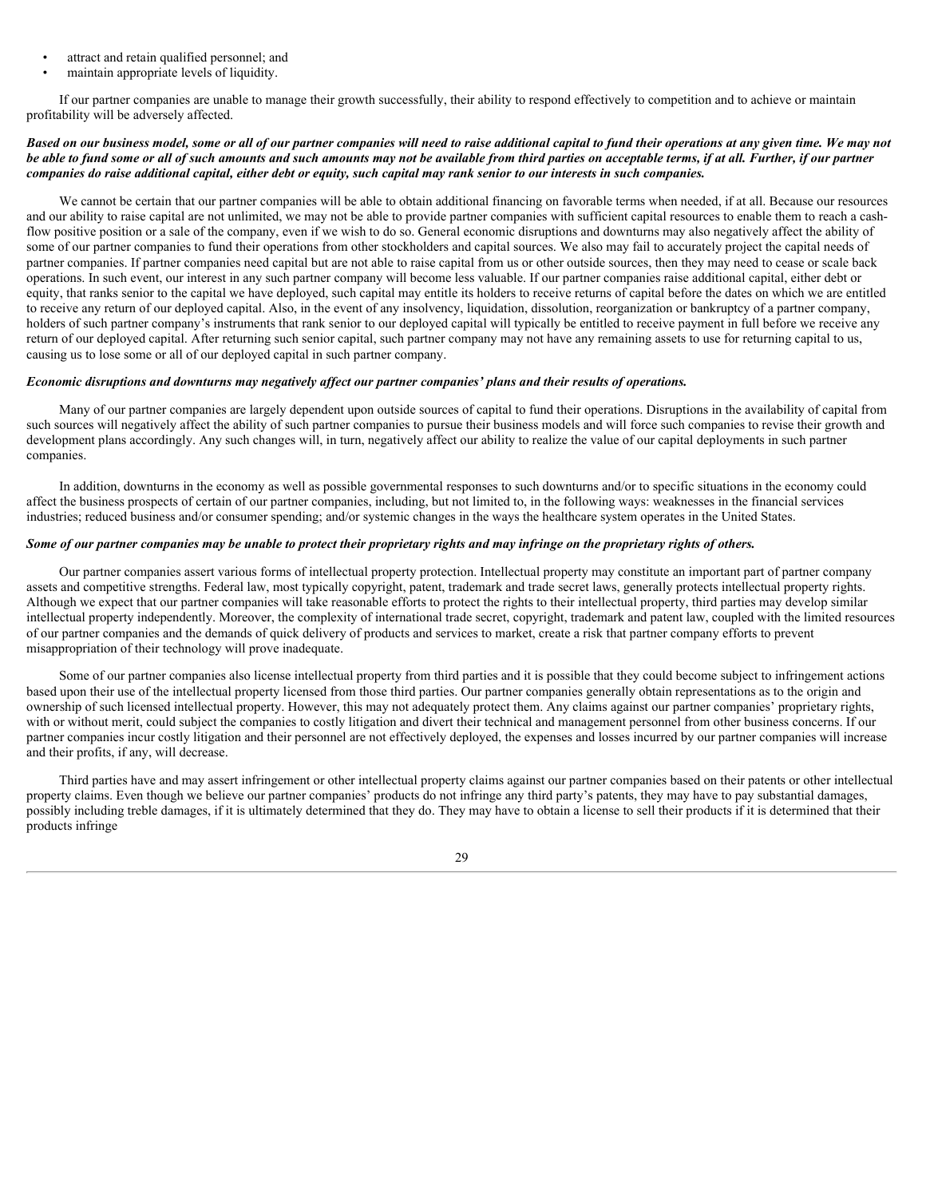- attract and retain qualified personnel; and
- maintain appropriate levels of liquidity.

If our partner companies are unable to manage their growth successfully, their ability to respond effectively to competition and to achieve or maintain profitability will be adversely affected.

***Based on our business model, some or all of our partner companies will need to raise additional capital to fund their operations at any given time. We may not be able to fund some or all of such amounts and such amounts may not be available from third parties on acceptable terms, if at all. Further, if our partner companies do raise additional capital, either debt or equity, such capital may rank senior to our interests in such companies.***

We cannot be certain that our partner companies will be able to obtain additional financing on favorable terms when needed, if at all. Because our resources and our ability to raise capital are not unlimited, we may not be able to provide partner companies with sufficient capital resources to enable them to reach a cash-flow positive position or a sale of the company, even if we wish to do so. General economic disruptions and downturns may also negatively affect the ability of some of our partner companies to fund their operations from other stockholders and capital sources. We also may fail to accurately project the capital needs of partner companies. If partner companies need capital but are not able to raise capital from us or other outside sources, then they may need to cease or scale back operations. In such event, our interest in any such partner company will become less valuable. If our partner companies raise additional capital, either debt or equity, that ranks senior to the capital we have deployed, such capital may entitle its holders to receive returns of capital before the dates on which we are entitled to receive any return of our deployed capital. Also, in the event of any insolvency, liquidation, dissolution, reorganization or bankruptcy of a partner company, holders of such partner company's instruments that rank senior to our deployed capital will typically be entitled to receive payment in full before we receive any return of our deployed capital. After returning such senior capital, such partner company may not have any remaining assets to use for returning capital to us, causing us to lose some or all of our deployed capital in such partner company.

***Economic disruptions and downturns may negatively affect our partner companies' plans and their results of operations.***

Many of our partner companies are largely dependent upon outside sources of capital to fund their operations. Disruptions in the availability of capital from such sources will negatively affect the ability of such partner companies to pursue their business models and will force such companies to revise their growth and development plans accordingly. Any such changes will, in turn, negatively affect our ability to realize the value of our capital deployments in such partner companies.

In addition, downturns in the economy as well as possible governmental responses to such downturns and/or to specific situations in the economy could affect the business prospects of certain of our partner companies, including, but not limited to, in the following ways: weaknesses in the financial services industries; reduced business and/or consumer spending; and/or systemic changes in the ways the healthcare system operates in the United States.

***Some of our partner companies may be unable to protect their proprietary rights and may infringe on the proprietary rights of others.***

Our partner companies assert various forms of intellectual property protection. Intellectual property may constitute an important part of partner company assets and competitive strengths. Federal law, most typically copyright, patent, trademark and trade secret laws, generally protects intellectual property rights. Although we expect that our partner companies will take reasonable efforts to protect the rights to their intellectual property, third parties may develop similar intellectual property independently. Moreover, the complexity of international trade secret, copyright, trademark and patent law, coupled with the limited resources of our partner companies and the demands of quick delivery of products and services to market, create a risk that partner company efforts to prevent misappropriation of their technology will prove inadequate.

Some of our partner companies also license intellectual property from third parties and it is possible that they could become subject to infringement actions based upon their use of the intellectual property licensed from those third parties. Our partner companies generally obtain representations as to the origin and ownership of such licensed intellectual property. However, this may not adequately protect them. Any claims against our partner companies' proprietary rights, with or without merit, could subject the companies to costly litigation and divert their technical and management personnel from other business concerns. If our partner companies incur costly litigation and their personnel are not effectively deployed, the expenses and losses incurred by our partner companies will increase and their profits, if any, will decrease.

Third parties have and may assert infringement or other intellectual property claims against our partner companies based on their patents or other intellectual property claims. Even though we believe our partner companies' products do not infringe any third party's patents, they may have to pay substantial damages, possibly including treble damages, if it is ultimately determined that they do. They may have to obtain a license to sell their products if it is determined that their products infringe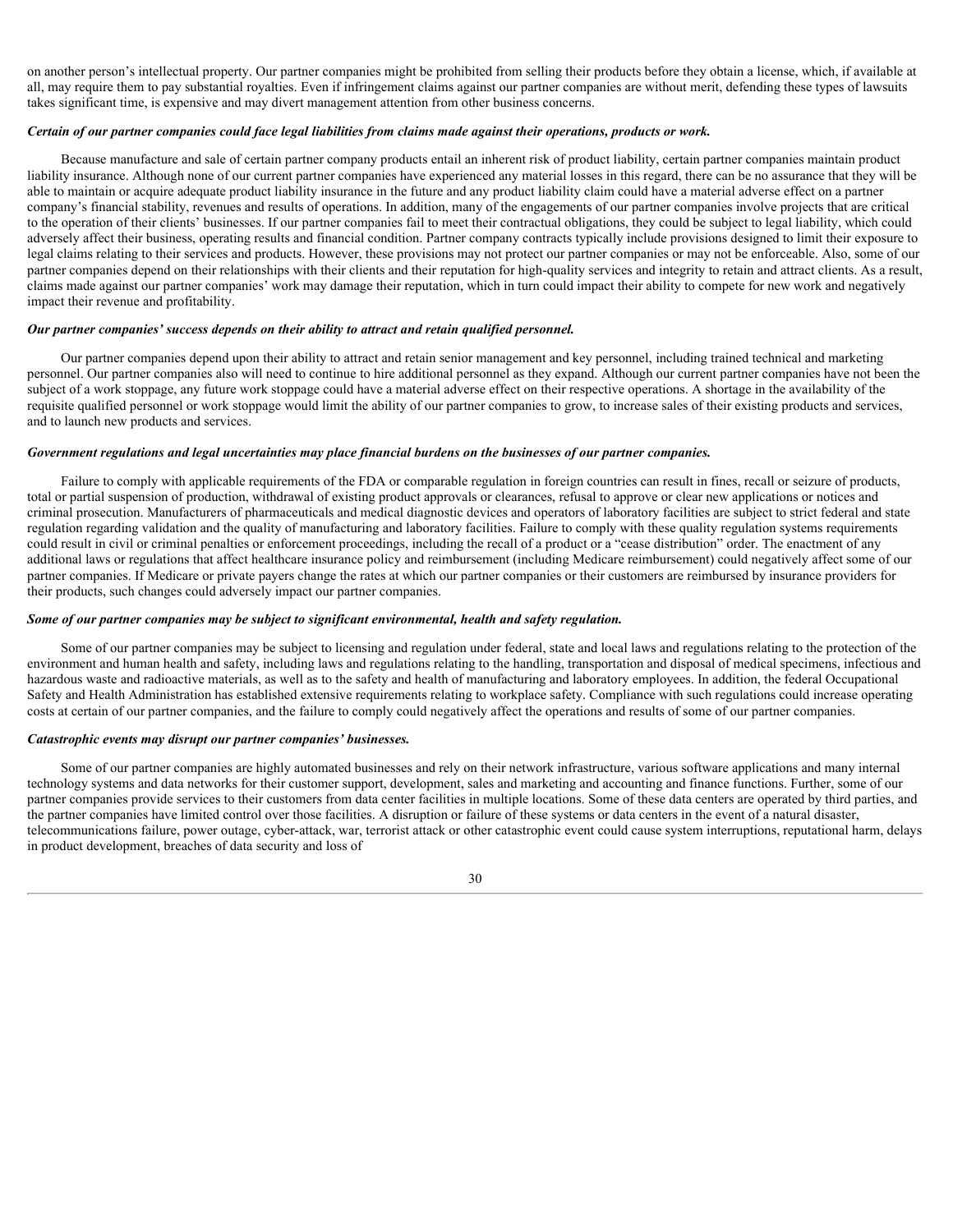on another person's intellectual property. Our partner companies might be prohibited from selling their products before they obtain a license, which, if available at all, may require them to pay substantial royalties. Even if infringement claims against our partner companies are without merit, defending these types of lawsuits takes significant time, is expensive and may divert management attention from other business concerns.

***Certain of our partner companies could face legal liabilities from claims made against their operations, products or work.***

Because manufacture and sale of certain partner company products entail an inherent risk of product liability, certain partner companies maintain product liability insurance. Although none of our current partner companies have experienced any material losses in this regard, there can be no assurance that they will be able to maintain or acquire adequate product liability insurance in the future and any product liability claim could have a material adverse effect on a partner company's financial stability, revenues and results of operations. In addition, many of the engagements of our partner companies involve projects that are critical to the operation of their clients' businesses. If our partner companies fail to meet their contractual obligations, they could be subject to legal liability, which could adversely affect their business, operating results and financial condition. Partner company contracts typically include provisions designed to limit their exposure to legal claims relating to their services and products. However, these provisions may not protect our partner companies or may not be enforceable. Also, some of our partner companies depend on their relationships with their clients and their reputation for high-quality services and integrity to retain and attract clients. As a result, claims made against our partner companies' work may damage their reputation, which in turn could impact their ability to compete for new work and negatively impact their revenue and profitability.

***Our partner companies' success depends on their ability to attract and retain qualified personnel.***

Our partner companies depend upon their ability to attract and retain senior management and key personnel, including trained technical and marketing personnel. Our partner companies also will need to continue to hire additional personnel as they expand. Although our current partner companies have not been the subject of a work stoppage, any future work stoppage could have a material adverse effect on their respective operations. A shortage in the availability of the requisite qualified personnel or work stoppage would limit the ability of our partner companies to grow, to increase sales of their existing products and services, and to launch new products and services.

***Government regulations and legal uncertainties may place financial burdens on the businesses of our partner companies.***

Failure to comply with applicable requirements of the FDA or comparable regulation in foreign countries can result in fines, recall or seizure of products, total or partial suspension of production, withdrawal of existing product approvals or clearances, refusal to approve or clear new applications or notices and criminal prosecution. Manufacturers of pharmaceuticals and medical diagnostic devices and operators of laboratory facilities are subject to strict federal and state regulation regarding validation and the quality of manufacturing and laboratory facilities. Failure to comply with these quality regulation systems requirements could result in civil or criminal penalties or enforcement proceedings, including the recall of a product or a "cease distribution" order. The enactment of any additional laws or regulations that affect healthcare insurance policy and reimbursement (including Medicare reimbursement) could negatively affect some of our partner companies. If Medicare or private payers change the rates at which our partner companies or their customers are reimbursed by insurance providers for their products, such changes could adversely impact our partner companies.

***Some of our partner companies may be subject to significant environmental, health and safety regulation.***

Some of our partner companies may be subject to licensing and regulation under federal, state and local laws and regulations relating to the protection of the environment and human health and safety, including laws and regulations relating to the handling, transportation and disposal of medical specimens, infectious and hazardous waste and radioactive materials, as well as to the safety and health of manufacturing and laboratory employees. In addition, the federal Occupational Safety and Health Administration has established extensive requirements relating to workplace safety. Compliance with such regulations could increase operating costs at certain of our partner companies, and the failure to comply could negatively affect the operations and results of some of our partner companies.

***Catastrophic events may disrupt our partner companies' businesses.***

Some of our partner companies are highly automated businesses and rely on their network infrastructure, various software applications and many internal technology systems and data networks for their customer support, development, sales and marketing and accounting and finance functions. Further, some of our partner companies provide services to their customers from data center facilities in multiple locations. Some of these data centers are operated by third parties, and the partner companies have limited control over those facilities. A disruption or failure of these systems or data centers in the event of a natural disaster, telecommunications failure, power outage, cyber-attack, war, terrorist attack or other catastrophic event could cause system interruptions, reputational harm, delays in product development, breaches of data security and loss of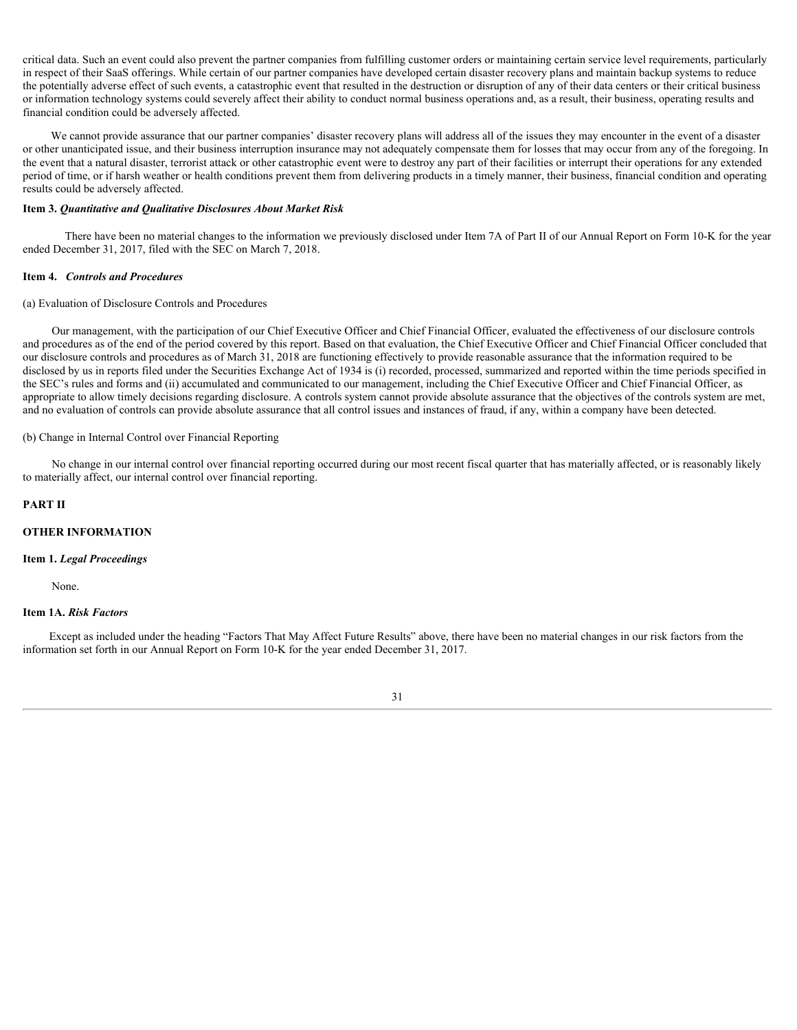critical data. Such an event could also prevent the partner companies from fulfilling customer orders or maintaining certain service level requirements, particularly in respect of their SaaS offerings. While certain of our partner companies have developed certain disaster recovery plans and maintain backup systems to reduce the potentially adverse effect of such events, a catastrophic event that resulted in the destruction or disruption of any of their data centers or their critical business or information technology systems could severely affect their ability to conduct normal business operations and, as a result, their business, operating results and financial condition could be adversely affected.

We cannot provide assurance that our partner companies' disaster recovery plans will address all of the issues they may encounter in the event of a disaster or other unanticipated issue, and their business interruption insurance may not adequately compensate them for losses that may occur from any of the foregoing. In the event that a natural disaster, terrorist attack or other catastrophic event were to destroy any part of their facilities or interrupt their operations for any extended period of time, or if harsh weather or health conditions prevent them from delivering products in a timely manner, their business, financial condition and operating results could be adversely affected.

**Item 3.** ***Quantitative and Qualitative Disclosures About Market Risk***

There have been no material changes to the information we previously disclosed under Item 7A of Part II of our Annual Report on Form 10-K for the year ended December 31, 2017, filed with the SEC on March 7, 2018.

**Item 4.** ***Controls and Procedures***

(a) Evaluation of Disclosure Controls and Procedures

Our management, with the participation of our Chief Executive Officer and Chief Financial Officer, evaluated the effectiveness of our disclosure controls and procedures as of the end of the period covered by this report. Based on that evaluation, the Chief Executive Officer and Chief Financial Officer concluded that our disclosure controls and procedures as of March 31, 2018 are functioning effectively to provide reasonable assurance that the information required to be disclosed by us in reports filed under the Securities Exchange Act of 1934 is (i) recorded, processed, summarized and reported within the time periods specified in the SEC's rules and forms and (ii) accumulated and communicated to our management, including the Chief Executive Officer and Chief Financial Officer, as appropriate to allow timely decisions regarding disclosure. A controls system cannot provide absolute assurance that the objectives of the controls system are met, and no evaluation of controls can provide absolute assurance that all control issues and instances of fraud, if any, within a company have been detected.

(b) Change in Internal Control over Financial Reporting

No change in our internal control over financial reporting occurred during our most recent fiscal quarter that has materially affected, or is reasonably likely to materially affect, our internal control over financial reporting.

**PART II**

**OTHER INFORMATION**

**Item 1.** ***Legal Proceedings***

None.

**Item 1A.** ***Risk Factors***

Except as included under the heading "Factors That May Affect Future Results" above, there have been no material changes in our risk factors from the information set forth in our Annual Report on Form 10-K for the year ended December 31, 2017.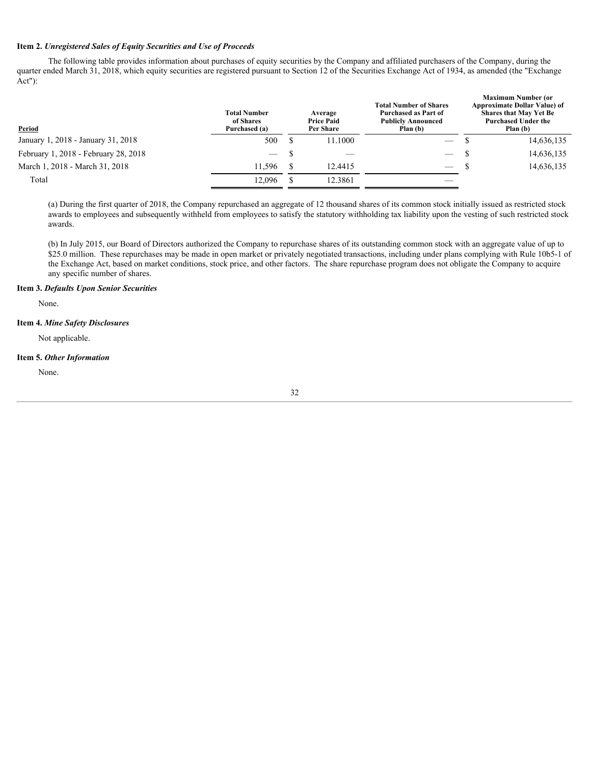**Item 2.** ***Unregistered Sales of Equity Securities and Use of Proceeds***

The following table provides information about purchases of equity securities by the Company and affiliated purchasers of the Company, during the quarter ended March 31, 2018, which equity securities are registered pursuant to Section 12 of the Securities Exchange Act of 1934, as amended (the "Exchange Act"):

| Period | Total Number of Shares Purchased (a) | Average Price Paid Per Share | Total Number of Shares Purchased as Part of Publicly Announced Plan (b) | Maximum Number (or Approximate Dollar Value) of Shares that May Yet Be Purchased Under the Plan (b) |
|---|---|---|---|---|
| January 1, 2018 - January 31, 2018 | 500 | $ 11.1000 | — | $ 14,636,135 |
| February 1, 2018 - February 28, 2018 | — | $ — | — | $ 14,636,135 |
| March 1, 2018 - March 31, 2018 | 11,596 | $ 12.4415 | — | $ 14,636,135 |
| Total | 12,096 | $ 12.3861 | — | |

(a) During the first quarter of 2018, the Company repurchased an aggregate of 12 thousand shares of its common stock initially issued as restricted stock awards to employees and subsequently withheld from employees to satisfy the statutory withholding tax liability upon the vesting of such restricted stock awards.

(b) In July 2015, our Board of Directors authorized the Company to repurchase shares of its outstanding common stock with an aggregate value of up to $25.0 million. These repurchases may be made in open market or privately negotiated transactions, including under plans complying with Rule 10b5-1 of the Exchange Act, based on market conditions, stock price, and other factors. The share repurchase program does not obligate the Company to acquire any specific number of shares.

**Item 3.** ***Defaults Upon Senior Securities***

None.

**Item 4.** ***Mine Safety Disclosures***

Not applicable.

**Item 5.** ***Other Information***

None.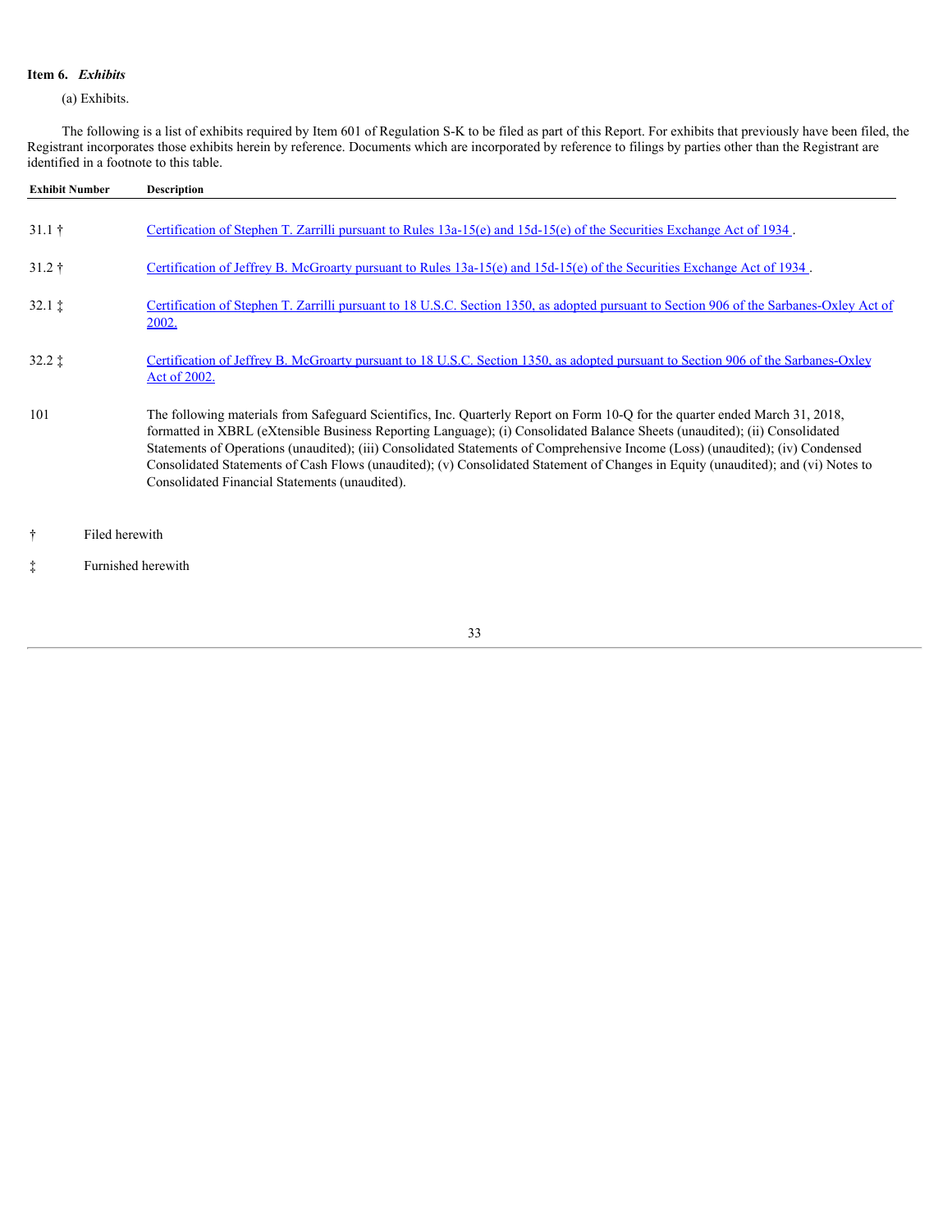**Item 6.** ***Exhibits***

(a) Exhibits.

The following is a list of exhibits required by Item 601 of Regulation S-K to be filed as part of this Report. For exhibits that previously have been filed, the Registrant incorporates those exhibits herein by reference. Documents which are incorporated by reference to filings by parties other than the Registrant are identified in a footnote to this table.

| Exhibit Number | Description |
|---|---|
| 31.1 † | Certification of Stephen T. Zarrilli pursuant to Rules 13a-15(e) and 15d-15(e) of the Securities Exchange Act of 1934 . |
| 31.2 † | Certification of Jeffrey B. McGroarty pursuant to Rules 13a-15(e) and 15d-15(e) of the Securities Exchange Act of 1934 . |
| 32.1 ‡ | Certification of Stephen T. Zarrilli pursuant to 18 U.S.C. Section 1350, as adopted pursuant to Section 906 of the Sarbanes-Oxley Act of 2002. |
| 32.2 ‡ | Certification of Jeffrey B. McGroarty pursuant to 18 U.S.C. Section 1350, as adopted pursuant to Section 906 of the Sarbanes-Oxley Act of 2002. |
| 101 | The following materials from Safeguard Scientifics, Inc. Quarterly Report on Form 10-Q for the quarter ended March 31, 2018, formatted in XBRL (eXtensible Business Reporting Language); (i) Consolidated Balance Sheets (unaudited); (ii) Consolidated Statements of Operations (unaudited); (iii) Consolidated Statements of Comprehensive Income (Loss) (unaudited); (iv) Condensed Consolidated Statements of Cash Flows (unaudited); (v) Consolidated Statement of Changes in Equity (unaudited); and (vi) Notes to Consolidated Financial Statements (unaudited). |

† Filed herewith

‡ Furnished herewith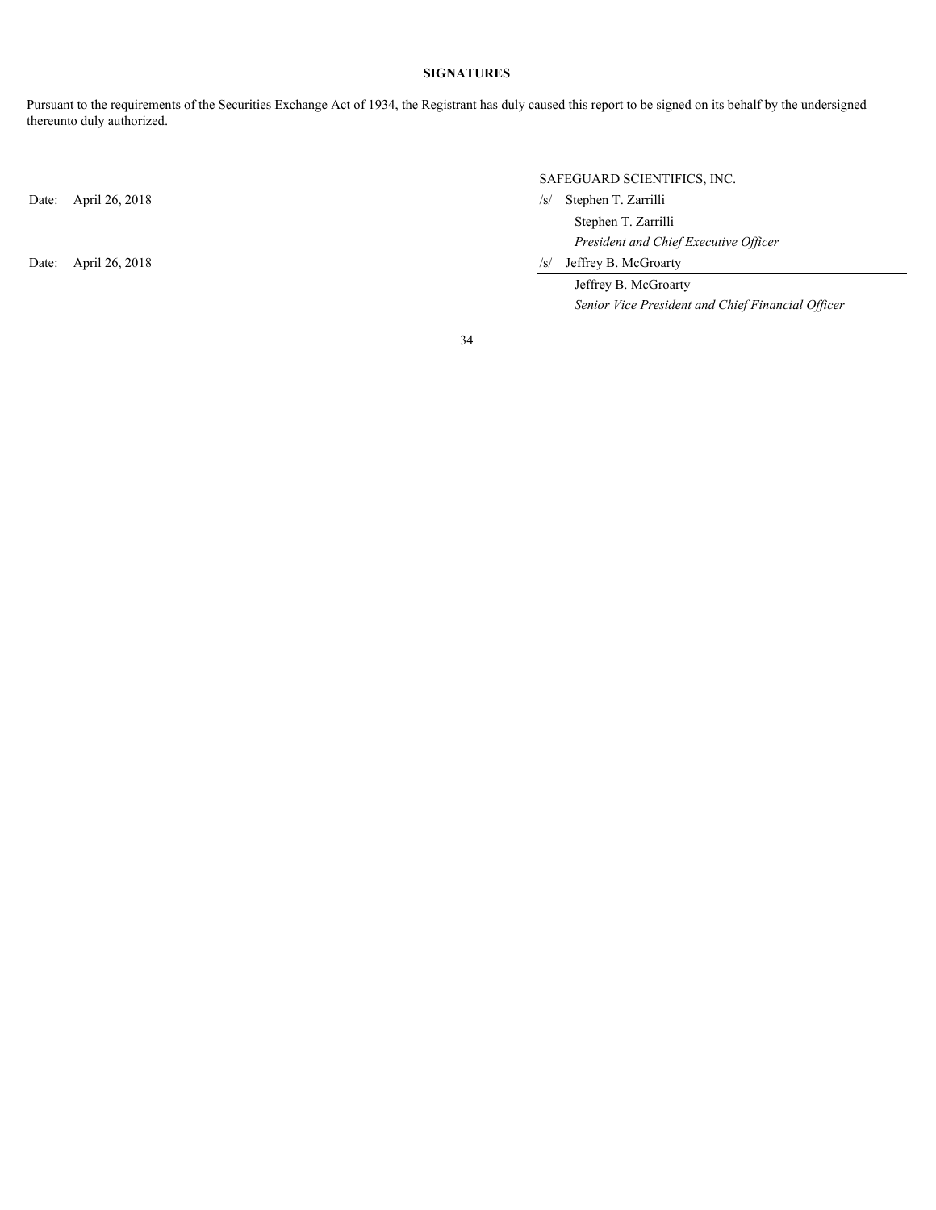**SIGNATURES**

Pursuant to the requirements of the Securities Exchange Act of 1934, the Registrant has duly caused this report to be signed on its behalf by the undersigned thereunto duly authorized.

SAFEGUARD SCIENTIFICS, INC.

Date: April 26, 2018

/s/ Stephen T. Zarrilli

Stephen T. Zarrilli

*President and Chief Executive Officer*

Date: April 26, 2018

/s/ Jeffrey B. McGroarty

Jeffrey B. McGroarty

*Senior Vice President and Chief Financial Officer*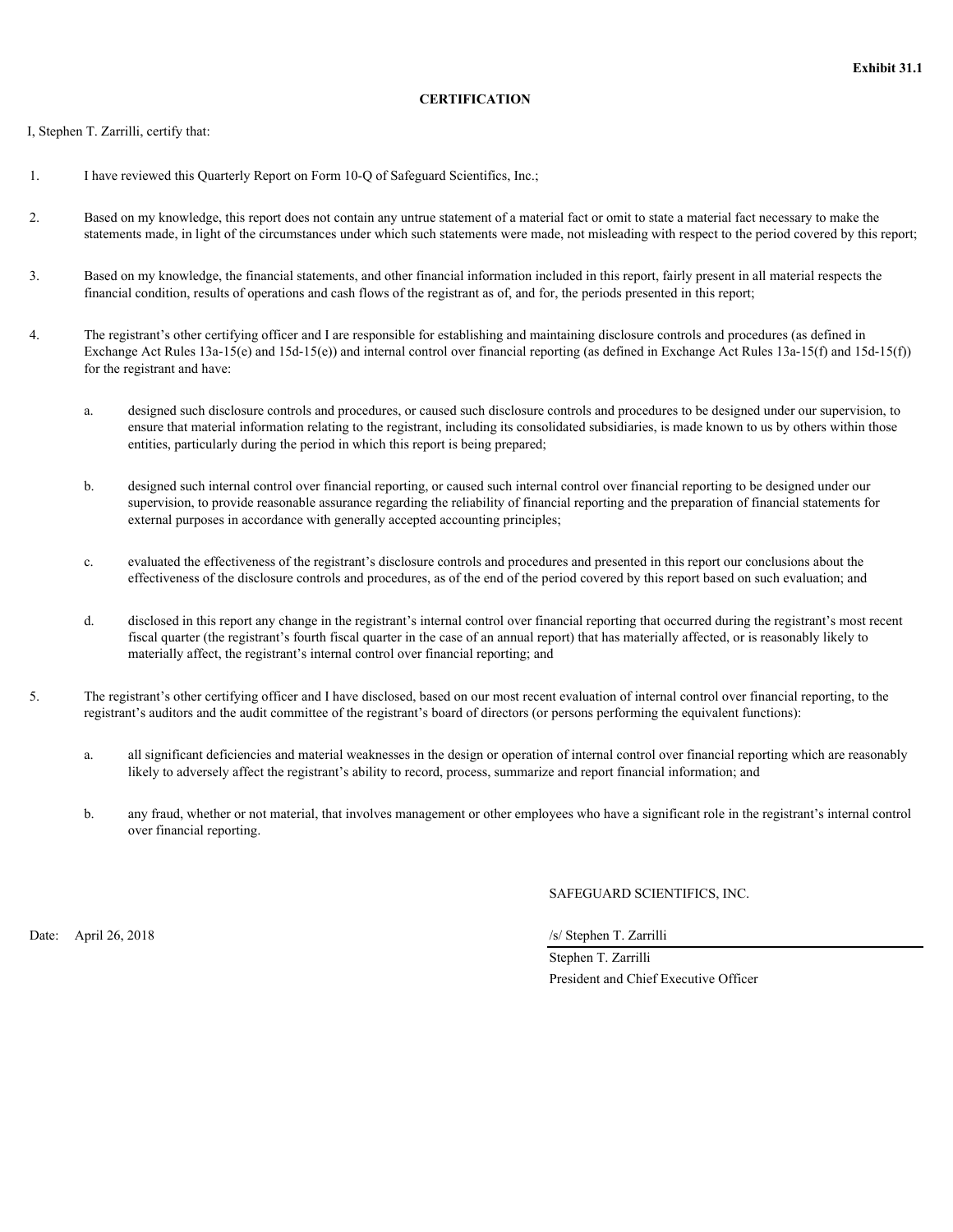**Exhibit 31.1**

## CERTIFICATION

I, Stephen T. Zarrilli, certify that:

1. I have reviewed this Quarterly Report on Form 10-Q of Safeguard Scientifics, Inc.;

2. Based on my knowledge, this report does not contain any untrue statement of a material fact or omit to state a material fact necessary to make the statements made, in light of the circumstances under which such statements were made, not misleading with respect to the period covered by this report;

3. Based on my knowledge, the financial statements, and other financial information included in this report, fairly present in all material respects the financial condition, results of operations and cash flows of the registrant as of, and for, the periods presented in this report;

4. The registrant's other certifying officer and I are responsible for establishing and maintaining disclosure controls and procedures (as defined in Exchange Act Rules 13a-15(e) and 15d-15(e)) and internal control over financial reporting (as defined in Exchange Act Rules 13a-15(f) and 15d-15(f)) for the registrant and have:

   a. designed such disclosure controls and procedures, or caused such disclosure controls and procedures to be designed under our supervision, to ensure that material information relating to the registrant, including its consolidated subsidiaries, is made known to us by others within those entities, particularly during the period in which this report is being prepared;

   b. designed such internal control over financial reporting, or caused such internal control over financial reporting to be designed under our supervision, to provide reasonable assurance regarding the reliability of financial reporting and the preparation of financial statements for external purposes in accordance with generally accepted accounting principles;

   c. evaluated the effectiveness of the registrant's disclosure controls and procedures and presented in this report our conclusions about the effectiveness of the disclosure controls and procedures, as of the end of the period covered by this report based on such evaluation; and

   d. disclosed in this report any change in the registrant's internal control over financial reporting that occurred during the registrant's most recent fiscal quarter (the registrant's fourth fiscal quarter in the case of an annual report) that has materially affected, or is reasonably likely to materially affect, the registrant's internal control over financial reporting; and

5. The registrant's other certifying officer and I have disclosed, based on our most recent evaluation of internal control over financial reporting, to the registrant's auditors and the audit committee of the registrant's board of directors (or persons performing the equivalent functions):

   a. all significant deficiencies and material weaknesses in the design or operation of internal control over financial reporting which are reasonably likely to adversely affect the registrant's ability to record, process, summarize and report financial information; and

   b. any fraud, whether or not material, that involves management or other employees who have a significant role in the registrant's internal control over financial reporting.

SAFEGUARD SCIENTIFICS, INC.

Date: April 26, 2018

/s/ Stephen T. Zarrilli

Stephen T. Zarrilli
President and Chief Executive Officer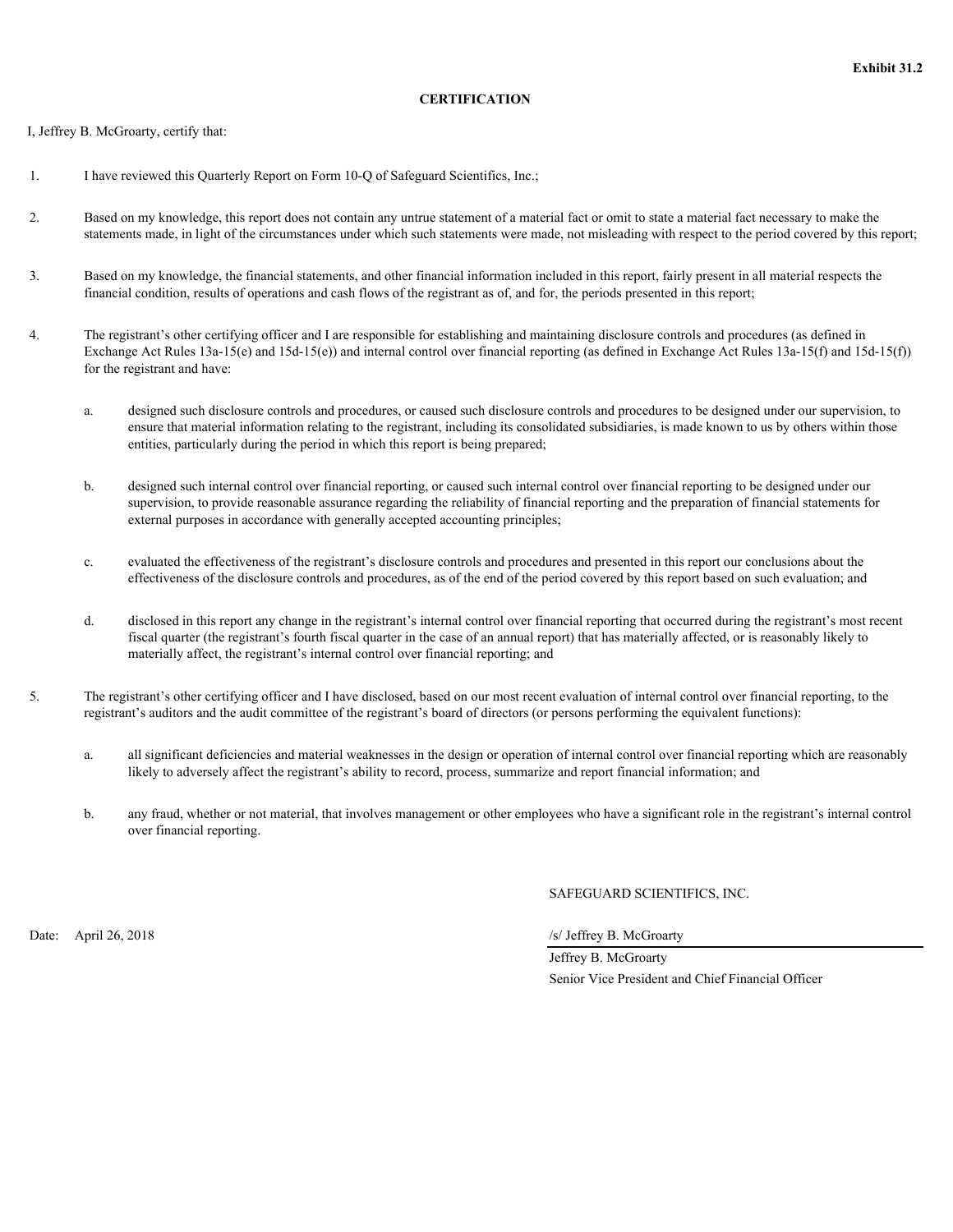**Exhibit 31.2**

**CERTIFICATION**

I, Jeffrey B. McGroarty, certify that:

1. I have reviewed this Quarterly Report on Form 10-Q of Safeguard Scientifics, Inc.;

2. Based on my knowledge, this report does not contain any untrue statement of a material fact or omit to state a material fact necessary to make the statements made, in light of the circumstances under which such statements were made, not misleading with respect to the period covered by this report;

3. Based on my knowledge, the financial statements, and other financial information included in this report, fairly present in all material respects the financial condition, results of operations and cash flows of the registrant as of, and for, the periods presented in this report;

4. The registrant's other certifying officer and I are responsible for establishing and maintaining disclosure controls and procedures (as defined in Exchange Act Rules 13a-15(e) and 15d-15(e)) and internal control over financial reporting (as defined in Exchange Act Rules 13a-15(f) and 15d-15(f)) for the registrant and have:

   a. designed such disclosure controls and procedures, or caused such disclosure controls and procedures to be designed under our supervision, to ensure that material information relating to the registrant, including its consolidated subsidiaries, is made known to us by others within those entities, particularly during the period in which this report is being prepared;

   b. designed such internal control over financial reporting, or caused such internal control over financial reporting to be designed under our supervision, to provide reasonable assurance regarding the reliability of financial reporting and the preparation of financial statements for external purposes in accordance with generally accepted accounting principles;

   c. evaluated the effectiveness of the registrant's disclosure controls and procedures and presented in this report our conclusions about the effectiveness of the disclosure controls and procedures, as of the end of the period covered by this report based on such evaluation; and

   d. disclosed in this report any change in the registrant's internal control over financial reporting that occurred during the registrant's most recent fiscal quarter (the registrant's fourth fiscal quarter in the case of an annual report) that has materially affected, or is reasonably likely to materially affect, the registrant's internal control over financial reporting; and

5. The registrant's other certifying officer and I have disclosed, based on our most recent evaluation of internal control over financial reporting, to the registrant's auditors and the audit committee of the registrant's board of directors (or persons performing the equivalent functions):

   a. all significant deficiencies and material weaknesses in the design or operation of internal control over financial reporting which are reasonably likely to adversely affect the registrant's ability to record, process, summarize and report financial information; and

   b. any fraud, whether or not material, that involves management or other employees who have a significant role in the registrant's internal control over financial reporting.

SAFEGUARD SCIENTIFICS, INC.

Date: April 26, 2018

/s/ Jeffrey B. McGroarty

Jeffrey B. McGroarty

Senior Vice President and Chief Financial Officer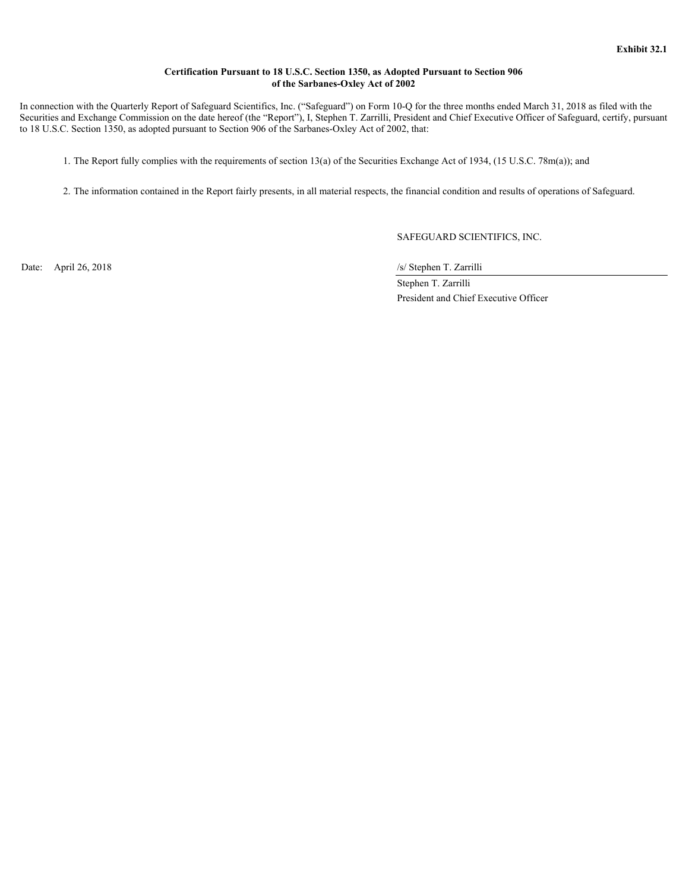**Exhibit 32.1**

**Certification Pursuant to 18 U.S.C. Section 1350, as Adopted Pursuant to Section 906 of the Sarbanes-Oxley Act of 2002**

In connection with the Quarterly Report of Safeguard Scientifics, Inc. (“Safeguard”) on Form 10-Q for the three months ended March 31, 2018 as filed with the Securities and Exchange Commission on the date hereof (the “Report”), I, Stephen T. Zarrilli, President and Chief Executive Officer of Safeguard, certify, pursuant to 18 U.S.C. Section 1350, as adopted pursuant to Section 906 of the Sarbanes-Oxley Act of 2002, that:

1. The Report fully complies with the requirements of section 13(a) of the Securities Exchange Act of 1934, (15 U.S.C. 78m(a)); and

2. The information contained in the Report fairly presents, in all material respects, the financial condition and results of operations of Safeguard.

SAFEGUARD SCIENTIFICS, INC.

Date: April 26, 2018

/s/ Stephen T. Zarrilli

Stephen T. Zarrilli
President and Chief Executive Officer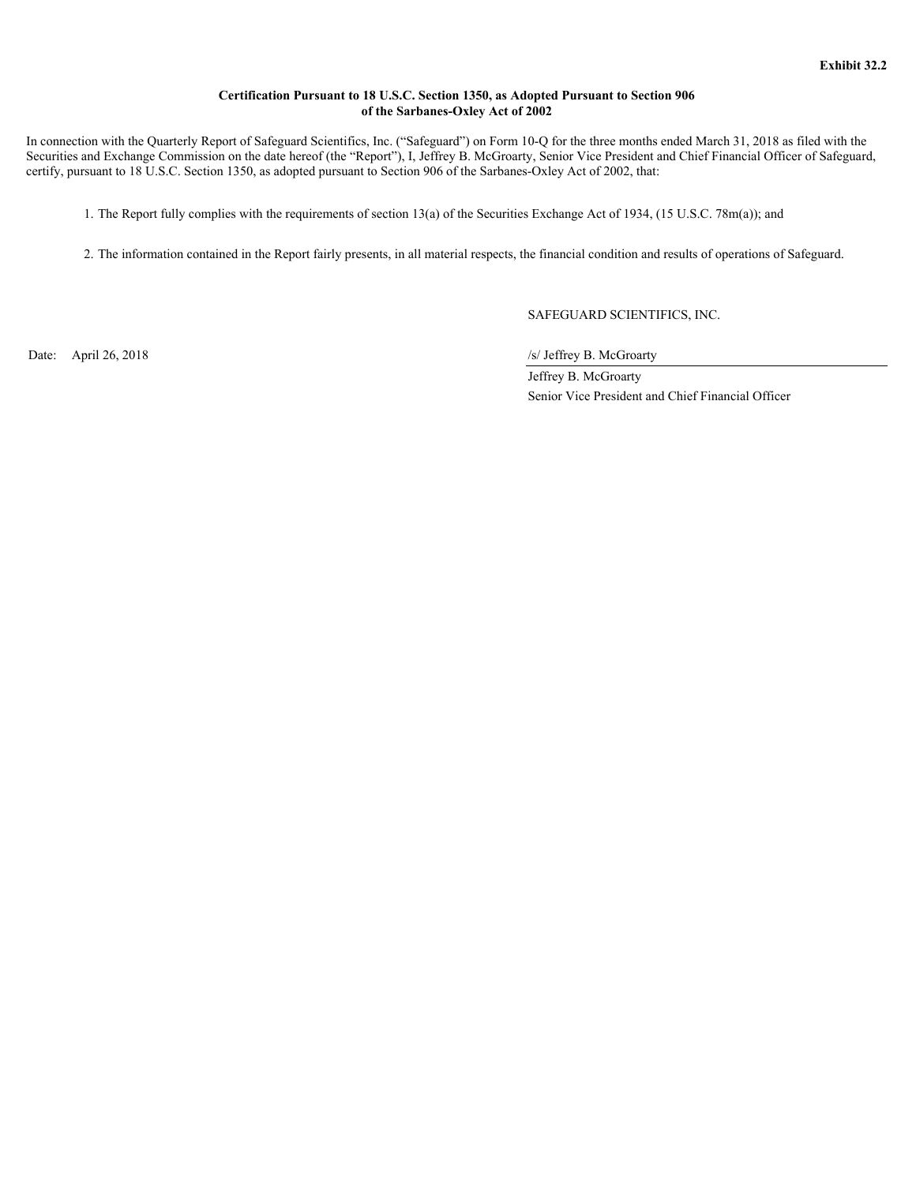**Exhibit 32.2**

**Certification Pursuant to 18 U.S.C. Section 1350, as Adopted Pursuant to Section 906 of the Sarbanes-Oxley Act of 2002**

In connection with the Quarterly Report of Safeguard Scientifics, Inc. ("Safeguard") on Form 10-Q for the three months ended March 31, 2018 as filed with the Securities and Exchange Commission on the date hereof (the "Report"), I, Jeffrey B. McGroarty, Senior Vice President and Chief Financial Officer of Safeguard, certify, pursuant to 18 U.S.C. Section 1350, as adopted pursuant to Section 906 of the Sarbanes-Oxley Act of 2002, that:

1. The Report fully complies with the requirements of section 13(a) of the Securities Exchange Act of 1934, (15 U.S.C. 78m(a)); and

2. The information contained in the Report fairly presents, in all material respects, the financial condition and results of operations of Safeguard.

SAFEGUARD SCIENTIFICS, INC.

Date: April 26, 2018

/s/ Jeffrey B. McGroarty

Jeffrey B. McGroarty
Senior Vice President and Chief Financial Officer